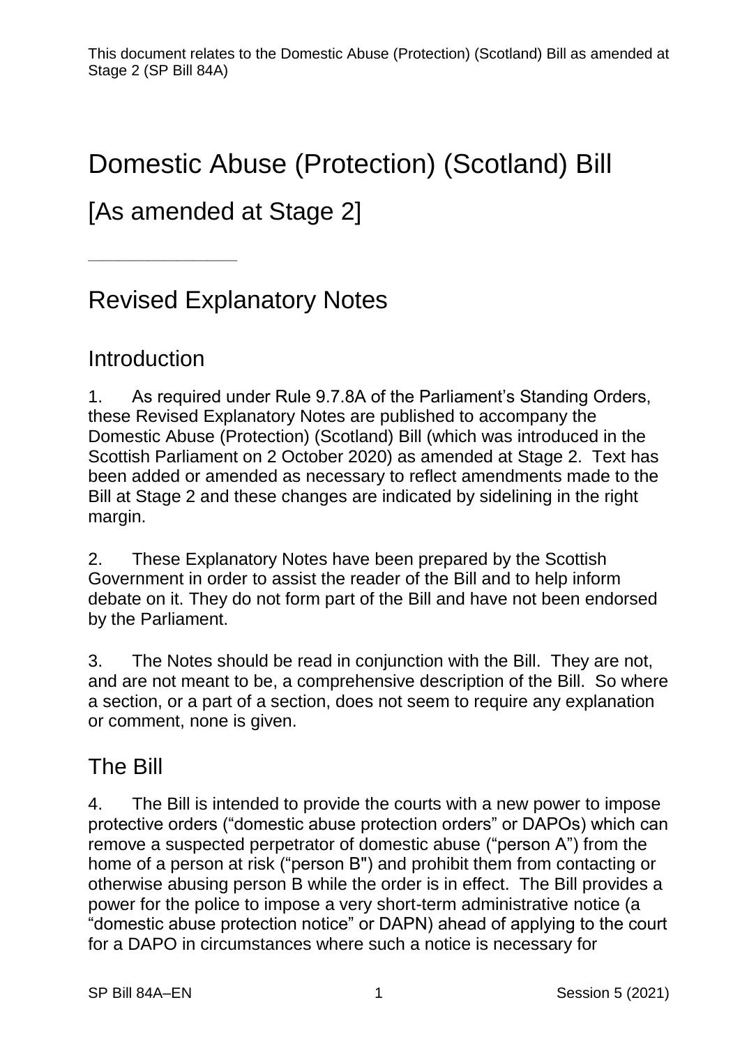This document relates to the Domestic Abuse (Protection) (Scotland) Bill as amended at Stage 2 (SP Bill 84A)

# Domestic Abuse (Protection) (Scotland) Bill

## [As amended at Stage 2]

---

## Revised Explanatory Notes

## Introduction

1. As required under Rule 9.7.8A of the Parliament's Standing Orders, these Revised Explanatory Notes are published to accompany the Domestic Abuse (Protection) (Scotland) Bill (which was introduced in the Scottish Parliament on 2 October 2020) as amended at Stage 2. Text has been added or amended as necessary to reflect amendments made to the Bill at Stage 2 and these changes are indicated by sidelining in the right margin.

2. These Explanatory Notes have been prepared by the Scottish Government in order to assist the reader of the Bill and to help inform debate on it. They do not form part of the Bill and have not been endorsed by the Parliament.

3. The Notes should be read in conjunction with the Bill. They are not, and are not meant to be, a comprehensive description of the Bill. So where a section, or a part of a section, does not seem to require any explanation or comment, none is given.

## The Bill

4. The Bill is intended to provide the courts with a new power to impose protective orders ("domestic abuse protection orders" or DAPOs) which can remove a suspected perpetrator of domestic abuse ("person A") from the home of a person at risk ("person B") and prohibit them from contacting or otherwise abusing person B while the order is in effect. The Bill provides a power for the police to impose a very short-term administrative notice (a "domestic abuse protection notice" or DAPN) ahead of applying to the court for a DAPO in circumstances where such a notice is necessary for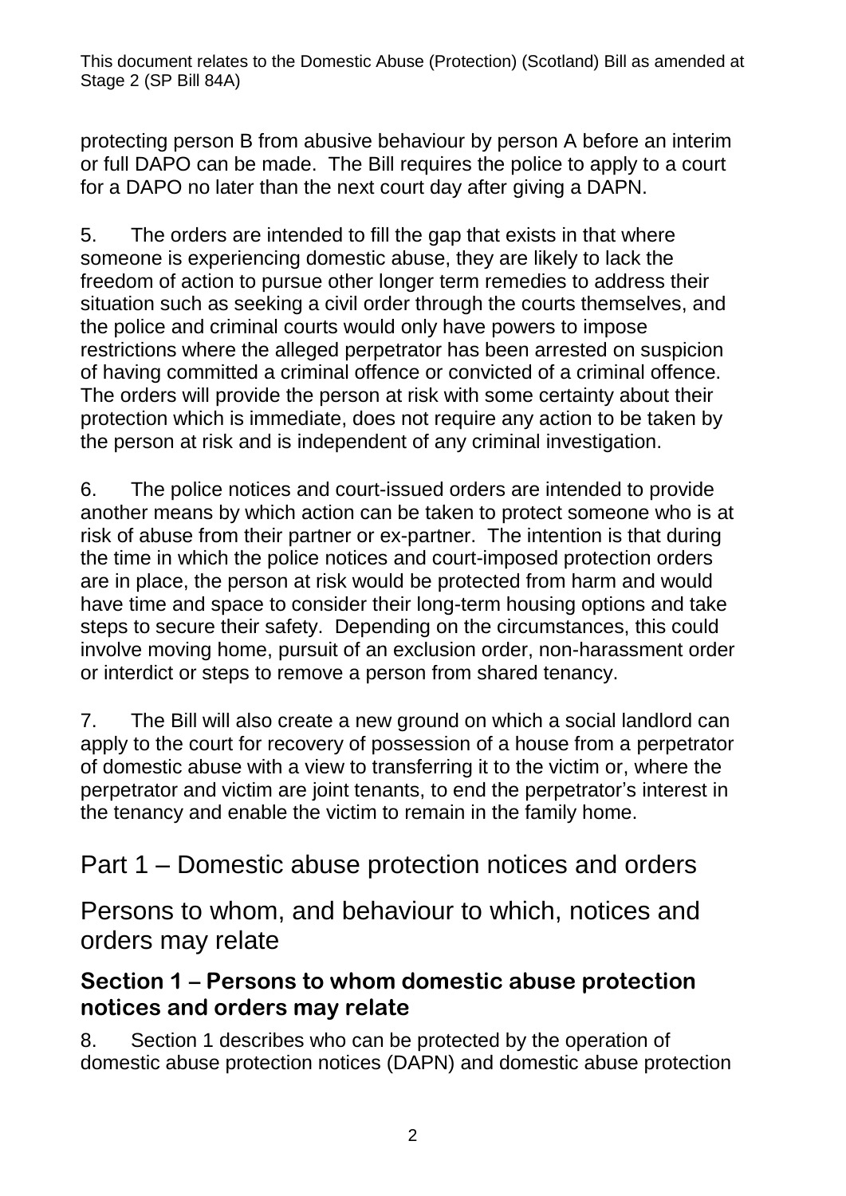protecting person B from abusive behaviour by person A before an interim or full DAPO can be made. The Bill requires the police to apply to a court for a DAPO no later than the next court day after giving a DAPN.

5. The orders are intended to fill the gap that exists in that where someone is experiencing domestic abuse, they are likely to lack the freedom of action to pursue other longer term remedies to address their situation such as seeking a civil order through the courts themselves, and the police and criminal courts would only have powers to impose restrictions where the alleged perpetrator has been arrested on suspicion of having committed a criminal offence or convicted of a criminal offence. The orders will provide the person at risk with some certainty about their protection which is immediate, does not require any action to be taken by the person at risk and is independent of any criminal investigation.

6. The police notices and court-issued orders are intended to provide another means by which action can be taken to protect someone who is at risk of abuse from their partner or ex-partner. The intention is that during the time in which the police notices and court-imposed protection orders are in place, the person at risk would be protected from harm and would have time and space to consider their long-term housing options and take steps to secure their safety. Depending on the circumstances, this could involve moving home, pursuit of an exclusion order, non-harassment order or interdict or steps to remove a person from shared tenancy.

7. The Bill will also create a new ground on which a social landlord can apply to the court for recovery of possession of a house from a perpetrator of domestic abuse with a view to transferring it to the victim or, where the perpetrator and victim are joint tenants, to end the perpetrator's interest in the tenancy and enable the victim to remain in the family home.

# Part 1 – Domestic abuse protection notices and orders

## Persons to whom, and behaviour to which, notices and orders may relate

### Section 1 – Persons to whom domestic abuse protection notices and orders may relate

8. Section 1 describes who can be protected by the operation of domestic abuse protection notices (DAPN) and domestic abuse protection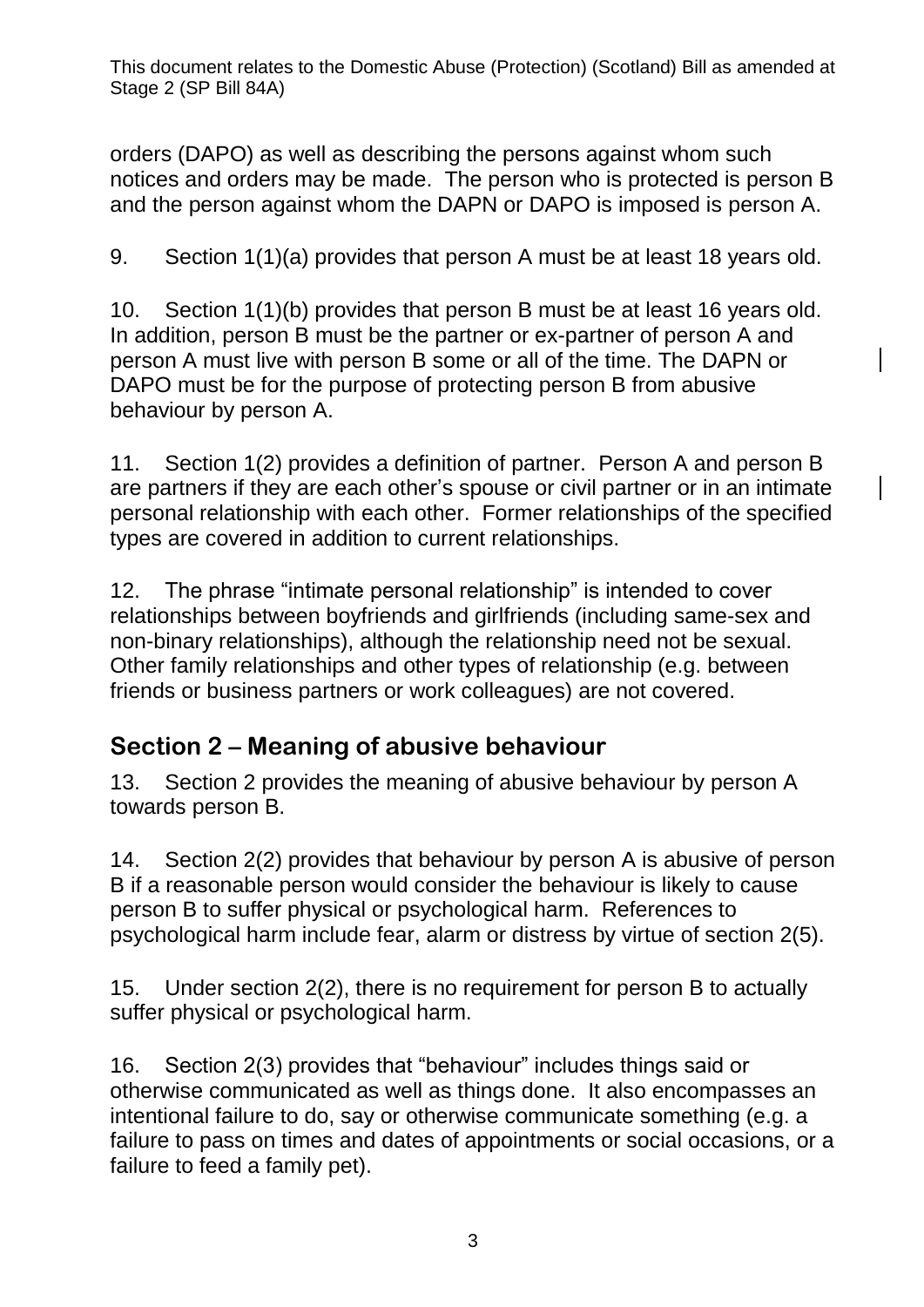orders (DAPO) as well as describing the persons against whom such notices and orders may be made. The person who is protected is person B and the person against whom the DAPN or DAPO is imposed is person A.

9. Section 1(1)(a) provides that person A must be at least 18 years old.

10. Section 1(1)(b) provides that person B must be at least 16 years old. In addition, person B must be the partner or ex-partner of person A and person A must live with person B some or all of the time. The DAPN or DAPO must be for the purpose of protecting person B from abusive behaviour by person A.

11. Section 1(2) provides a definition of partner. Person A and person B are partners if they are each other's spouse or civil partner or in an intimate personal relationship with each other. Former relationships of the specified types are covered in addition to current relationships.

12. The phrase "intimate personal relationship" is intended to cover relationships between boyfriends and girlfriends (including same-sex and non-binary relationships), although the relationship need not be sexual. Other family relationships and other types of relationship (e.g. between friends or business partners or work colleagues) are not covered.

## Section 2 – Meaning of abusive behaviour

13. Section 2 provides the meaning of abusive behaviour by person A towards person B.

14. Section 2(2) provides that behaviour by person A is abusive of person B if a reasonable person would consider the behaviour is likely to cause person B to suffer physical or psychological harm. References to psychological harm include fear, alarm or distress by virtue of section 2(5).

15. Under section 2(2), there is no requirement for person B to actually suffer physical or psychological harm.

16. Section 2(3) provides that "behaviour" includes things said or otherwise communicated as well as things done. It also encompasses an intentional failure to do, say or otherwise communicate something (e.g. a failure to pass on times and dates of appointments or social occasions, or a failure to feed a family pet).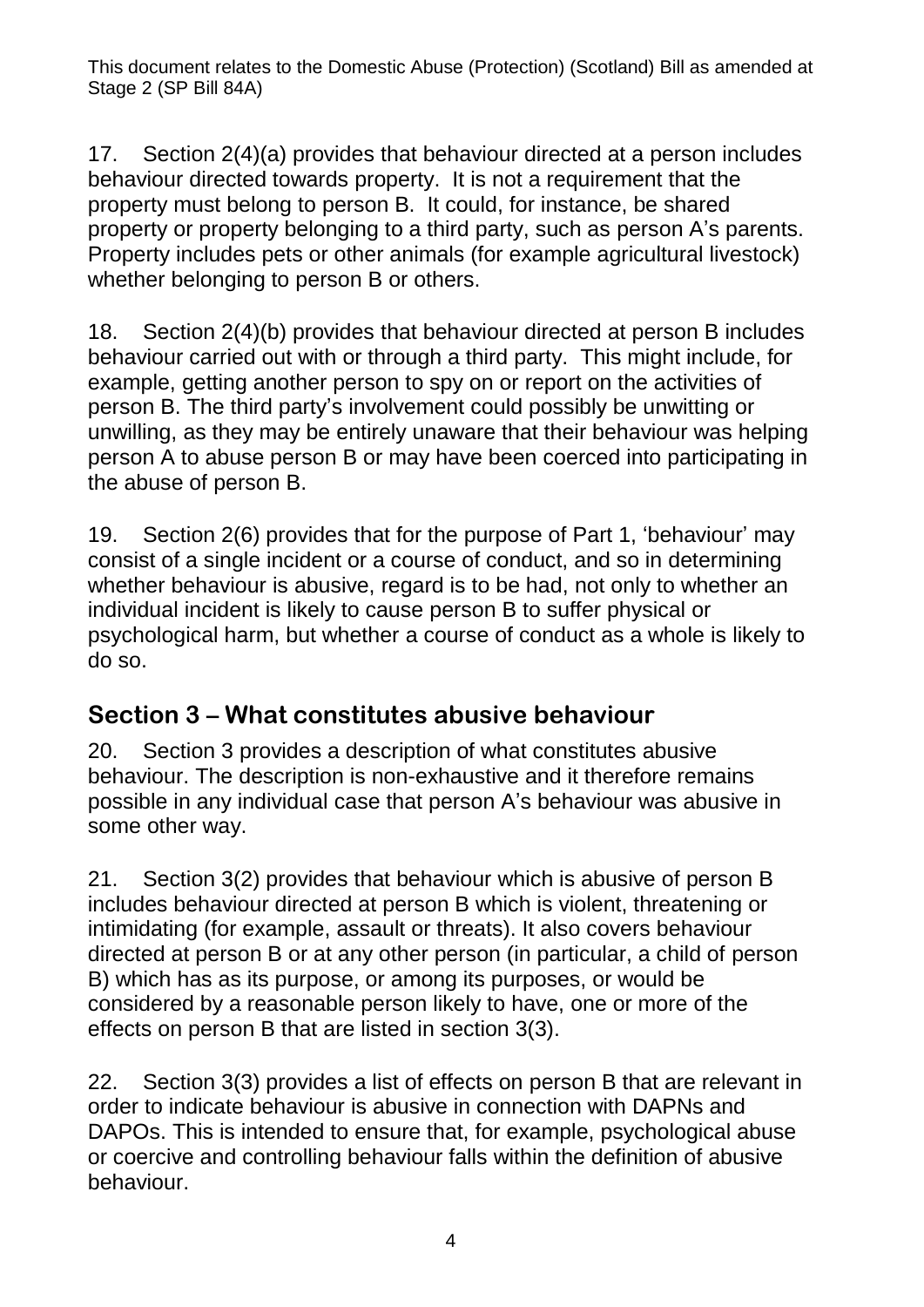17. Section 2(4)(a) provides that behaviour directed at a person includes behaviour directed towards property. It is not a requirement that the property must belong to person B. It could, for instance, be shared property or property belonging to a third party, such as person A's parents. Property includes pets or other animals (for example agricultural livestock) whether belonging to person B or others.

18. Section 2(4)(b) provides that behaviour directed at person B includes behaviour carried out with or through a third party. This might include, for example, getting another person to spy on or report on the activities of person B. The third party's involvement could possibly be unwitting or unwilling, as they may be entirely unaware that their behaviour was helping person A to abuse person B or may have been coerced into participating in the abuse of person B.

19. Section 2(6) provides that for the purpose of Part 1, 'behaviour' may consist of a single incident or a course of conduct, and so in determining whether behaviour is abusive, regard is to be had, not only to whether an individual incident is likely to cause person B to suffer physical or psychological harm, but whether a course of conduct as a whole is likely to do so.

## Section 3 – What constitutes abusive behaviour

20. Section 3 provides a description of what constitutes abusive behaviour. The description is non-exhaustive and it therefore remains possible in any individual case that person A's behaviour was abusive in some other way.

21. Section 3(2) provides that behaviour which is abusive of person B includes behaviour directed at person B which is violent, threatening or intimidating (for example, assault or threats). It also covers behaviour directed at person B or at any other person (in particular, a child of person B) which has as its purpose, or among its purposes, or would be considered by a reasonable person likely to have, one or more of the effects on person B that are listed in section 3(3).

22. Section 3(3) provides a list of effects on person B that are relevant in order to indicate behaviour is abusive in connection with DAPNs and DAPOs. This is intended to ensure that, for example, psychological abuse or coercive and controlling behaviour falls within the definition of abusive behaviour.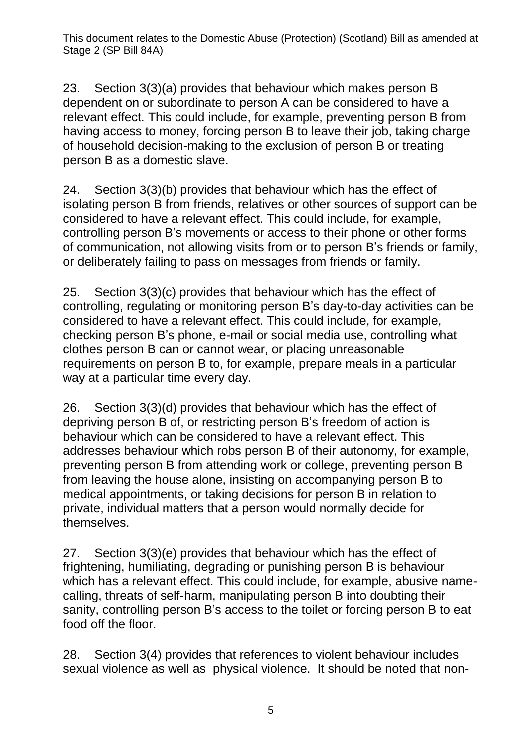23. Section 3(3)(a) provides that behaviour which makes person B dependent on or subordinate to person A can be considered to have a relevant effect. This could include, for example, preventing person B from having access to money, forcing person B to leave their job, taking charge of household decision-making to the exclusion of person B or treating person B as a domestic slave.

24. Section 3(3)(b) provides that behaviour which has the effect of isolating person B from friends, relatives or other sources of support can be considered to have a relevant effect. This could include, for example, controlling person B's movements or access to their phone or other forms of communication, not allowing visits from or to person B's friends or family, or deliberately failing to pass on messages from friends or family.

25. Section 3(3)(c) provides that behaviour which has the effect of controlling, regulating or monitoring person B's day-to-day activities can be considered to have a relevant effect. This could include, for example, checking person B's phone, e-mail or social media use, controlling what clothes person B can or cannot wear, or placing unreasonable requirements on person B to, for example, prepare meals in a particular way at a particular time every day.

26. Section 3(3)(d) provides that behaviour which has the effect of depriving person B of, or restricting person B's freedom of action is behaviour which can be considered to have a relevant effect. This addresses behaviour which robs person B of their autonomy, for example, preventing person B from attending work or college, preventing person B from leaving the house alone, insisting on accompanying person B to medical appointments, or taking decisions for person B in relation to private, individual matters that a person would normally decide for themselves.

27. Section 3(3)(e) provides that behaviour which has the effect of frightening, humiliating, degrading or punishing person B is behaviour which has a relevant effect. This could include, for example, abusive name-calling, threats of self-harm, manipulating person B into doubting their sanity, controlling person B's access to the toilet or forcing person B to eat food off the floor.

28. Section 3(4) provides that references to violent behaviour includes sexual violence as well as physical violence. It should be noted that non-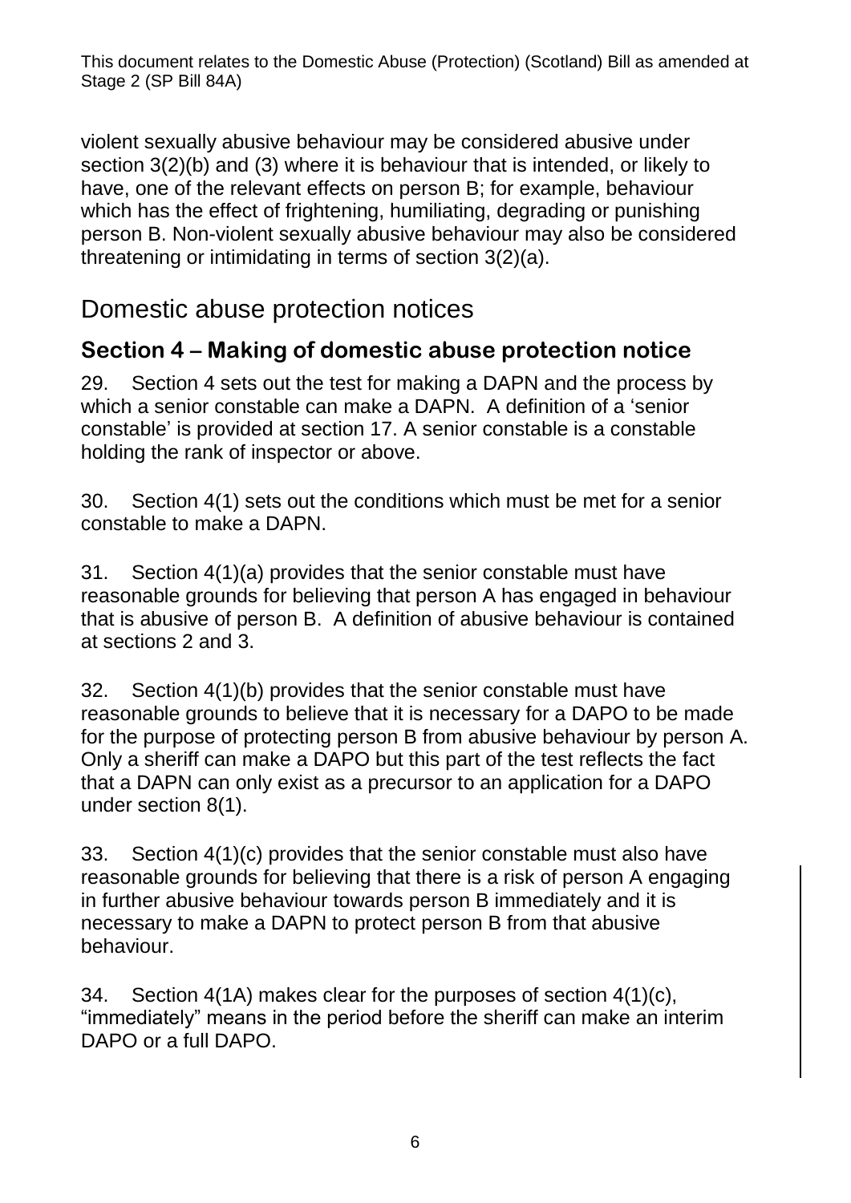violent sexually abusive behaviour may be considered abusive under section 3(2)(b) and (3) where it is behaviour that is intended, or likely to have, one of the relevant effects on person B; for example, behaviour which has the effect of frightening, humiliating, degrading or punishing person B. Non-violent sexually abusive behaviour may also be considered threatening or intimidating in terms of section 3(2)(a).

## Domestic abuse protection notices

### Section 4 – Making of domestic abuse protection notice

29. Section 4 sets out the test for making a DAPN and the process by which a senior constable can make a DAPN. A definition of a 'senior constable' is provided at section 17. A senior constable is a constable holding the rank of inspector or above.

30. Section 4(1) sets out the conditions which must be met for a senior constable to make a DAPN.

31. Section 4(1)(a) provides that the senior constable must have reasonable grounds for believing that person A has engaged in behaviour that is abusive of person B. A definition of abusive behaviour is contained at sections 2 and 3.

32. Section 4(1)(b) provides that the senior constable must have reasonable grounds to believe that it is necessary for a DAPO to be made for the purpose of protecting person B from abusive behaviour by person A. Only a sheriff can make a DAPO but this part of the test reflects the fact that a DAPN can only exist as a precursor to an application for a DAPO under section 8(1).

33. Section 4(1)(c) provides that the senior constable must also have reasonable grounds for believing that there is a risk of person A engaging in further abusive behaviour towards person B immediately and it is necessary to make a DAPN to protect person B from that abusive behaviour.

34. Section 4(1A) makes clear for the purposes of section 4(1)(c), "immediately" means in the period before the sheriff can make an interim DAPO or a full DAPO.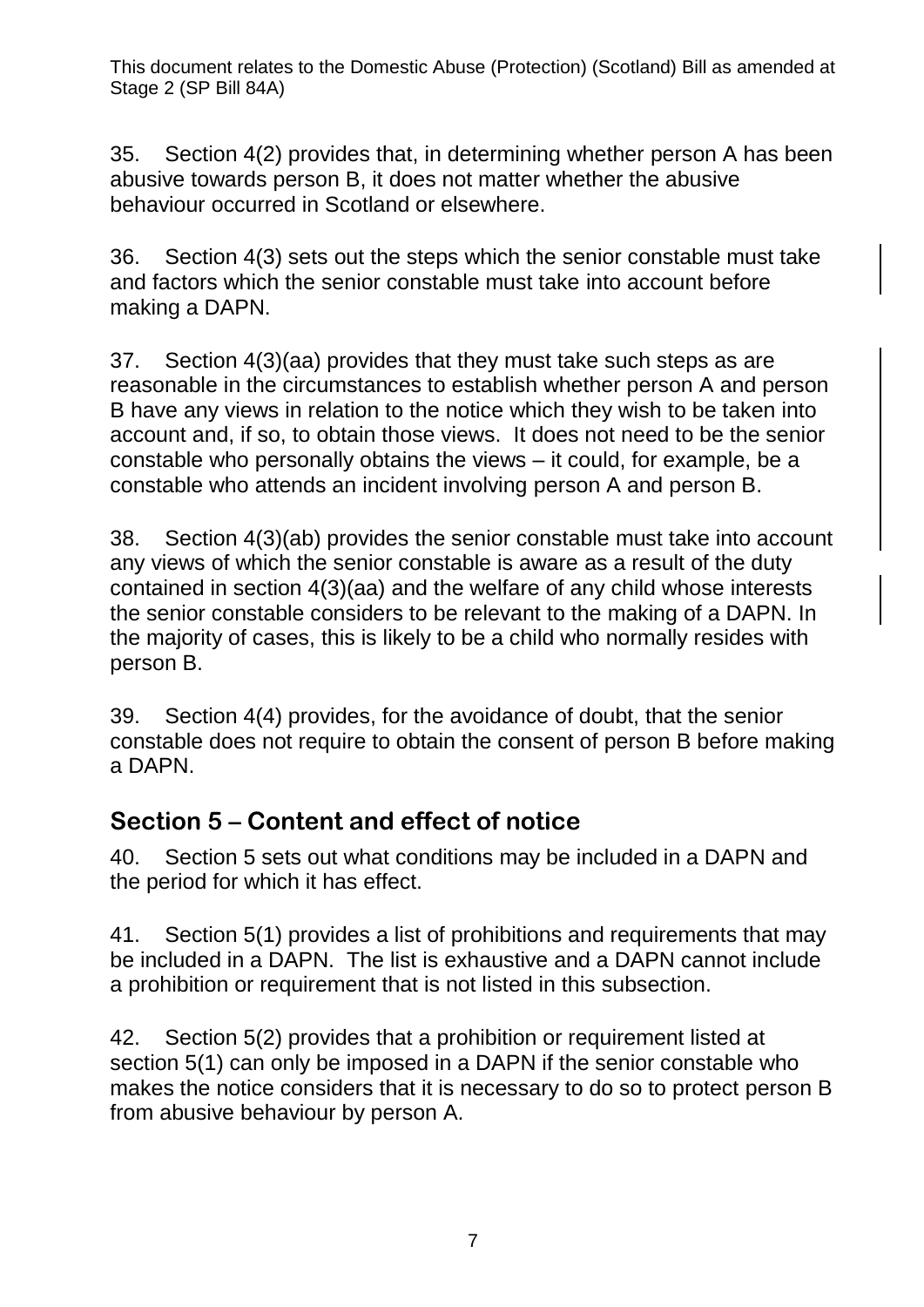35. Section 4(2) provides that, in determining whether person A has been abusive towards person B, it does not matter whether the abusive behaviour occurred in Scotland or elsewhere.

36. Section 4(3) sets out the steps which the senior constable must take and factors which the senior constable must take into account before making a DAPN.

37. Section 4(3)(aa) provides that they must take such steps as are reasonable in the circumstances to establish whether person A and person B have any views in relation to the notice which they wish to be taken into account and, if so, to obtain those views. It does not need to be the senior constable who personally obtains the views – it could, for example, be a constable who attends an incident involving person A and person B.

38. Section 4(3)(ab) provides the senior constable must take into account any views of which the senior constable is aware as a result of the duty contained in section 4(3)(aa) and the welfare of any child whose interests the senior constable considers to be relevant to the making of a DAPN. In the majority of cases, this is likely to be a child who normally resides with person B.

39. Section 4(4) provides, for the avoidance of doubt, that the senior constable does not require to obtain the consent of person B before making a DAPN.

## Section 5 – Content and effect of notice

40. Section 5 sets out what conditions may be included in a DAPN and the period for which it has effect.

41. Section 5(1) provides a list of prohibitions and requirements that may be included in a DAPN. The list is exhaustive and a DAPN cannot include a prohibition or requirement that is not listed in this subsection.

42. Section 5(2) provides that a prohibition or requirement listed at section 5(1) can only be imposed in a DAPN if the senior constable who makes the notice considers that it is necessary to do so to protect person B from abusive behaviour by person A.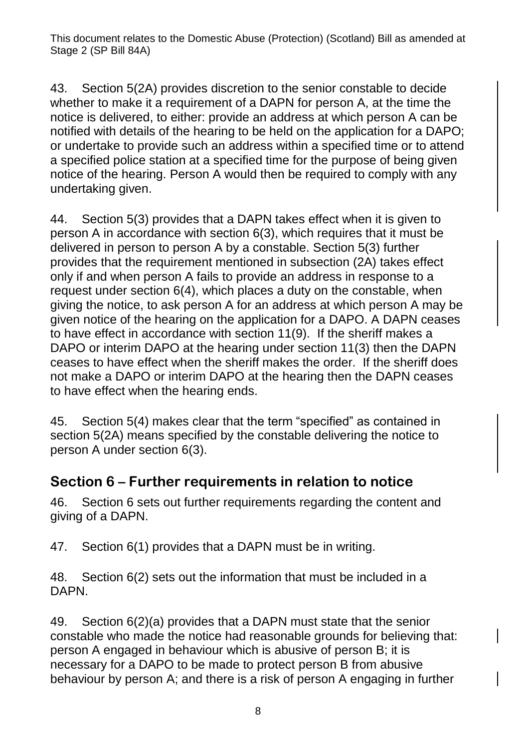43. Section 5(2A) provides discretion to the senior constable to decide whether to make it a requirement of a DAPN for person A, at the time the notice is delivered, to either: provide an address at which person A can be notified with details of the hearing to be held on the application for a DAPO; or undertake to provide such an address within a specified time or to attend a specified police station at a specified time for the purpose of being given notice of the hearing. Person A would then be required to comply with any undertaking given.

44. Section 5(3) provides that a DAPN takes effect when it is given to person A in accordance with section 6(3), which requires that it must be delivered in person to person A by a constable. Section 5(3) further provides that the requirement mentioned in subsection (2A) takes effect only if and when person A fails to provide an address in response to a request under section 6(4), which places a duty on the constable, when giving the notice, to ask person A for an address at which person A may be given notice of the hearing on the application for a DAPO. A DAPN ceases to have effect in accordance with section 11(9). If the sheriff makes a DAPO or interim DAPO at the hearing under section 11(3) then the DAPN ceases to have effect when the sheriff makes the order. If the sheriff does not make a DAPO or interim DAPO at the hearing then the DAPN ceases to have effect when the hearing ends.

45. Section 5(4) makes clear that the term "specified" as contained in section 5(2A) means specified by the constable delivering the notice to person A under section 6(3).

## Section 6 – Further requirements in relation to notice

46. Section 6 sets out further requirements regarding the content and giving of a DAPN.

47. Section 6(1) provides that a DAPN must be in writing.

48. Section 6(2) sets out the information that must be included in a DAPN.

49. Section 6(2)(a) provides that a DAPN must state that the senior constable who made the notice had reasonable grounds for believing that: person A engaged in behaviour which is abusive of person B; it is necessary for a DAPO to be made to protect person B from abusive behaviour by person A; and there is a risk of person A engaging in further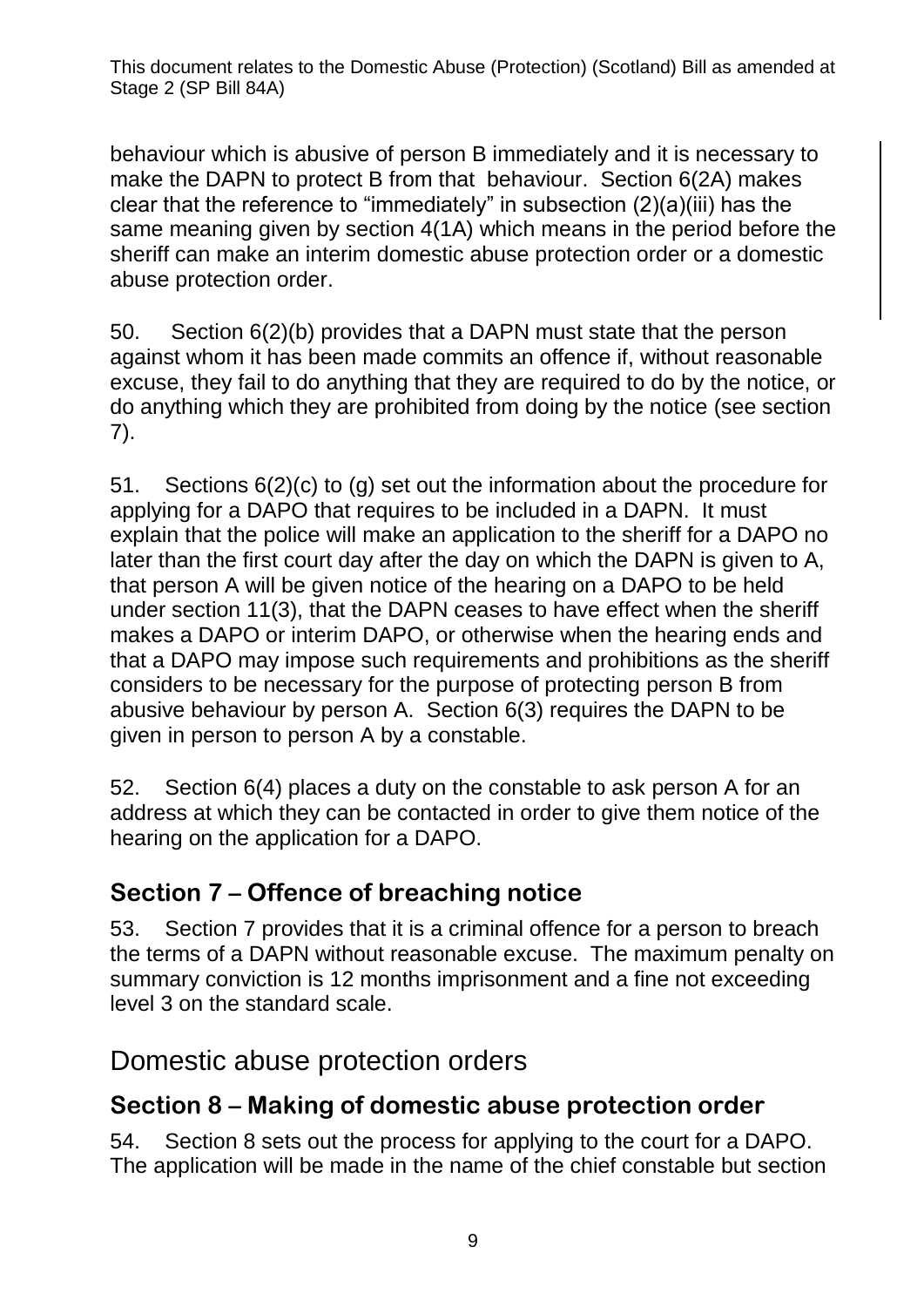behaviour which is abusive of person B immediately and it is necessary to make the DAPN to protect B from that behaviour. Section 6(2A) makes clear that the reference to "immediately" in subsection (2)(a)(iii) has the same meaning given by section 4(1A) which means in the period before the sheriff can make an interim domestic abuse protection order or a domestic abuse protection order.

50. Section 6(2)(b) provides that a DAPN must state that the person against whom it has been made commits an offence if, without reasonable excuse, they fail to do anything that they are required to do by the notice, or do anything which they are prohibited from doing by the notice (see section 7).

51. Sections 6(2)(c) to (g) set out the information about the procedure for applying for a DAPO that requires to be included in a DAPN. It must explain that the police will make an application to the sheriff for a DAPO no later than the first court day after the day on which the DAPN is given to A, that person A will be given notice of the hearing on a DAPO to be held under section 11(3), that the DAPN ceases to have effect when the sheriff makes a DAPO or interim DAPO, or otherwise when the hearing ends and that a DAPO may impose such requirements and prohibitions as the sheriff considers to be necessary for the purpose of protecting person B from abusive behaviour by person A. Section 6(3) requires the DAPN to be given in person to person A by a constable.

52. Section 6(4) places a duty on the constable to ask person A for an address at which they can be contacted in order to give them notice of the hearing on the application for a DAPO.

### Section 7 – Offence of breaching notice

53. Section 7 provides that it is a criminal offence for a person to breach the terms of a DAPN without reasonable excuse. The maximum penalty on summary conviction is 12 months imprisonment and a fine not exceeding level 3 on the standard scale.

## Domestic abuse protection orders

### Section 8 – Making of domestic abuse protection order

54. Section 8 sets out the process for applying to the court for a DAPO. The application will be made in the name of the chief constable but section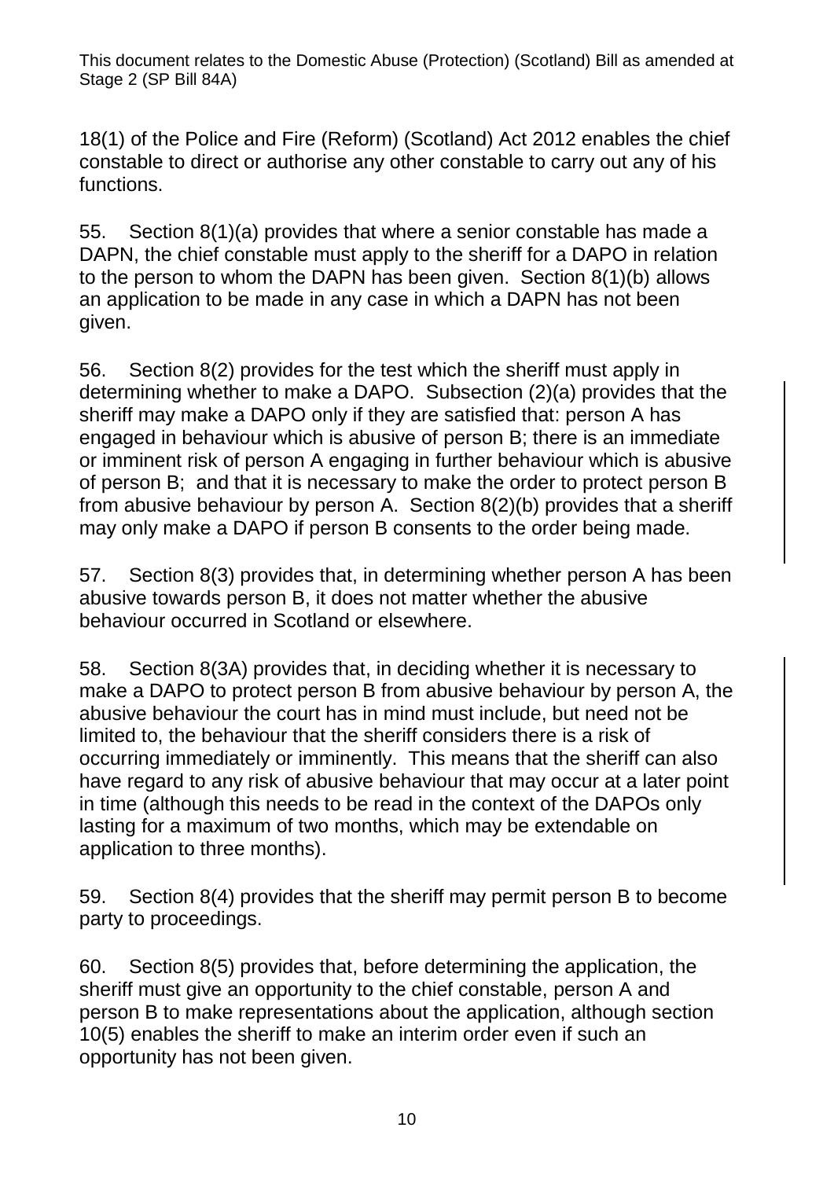18(1) of the Police and Fire (Reform) (Scotland) Act 2012 enables the chief constable to direct or authorise any other constable to carry out any of his functions.

55. Section 8(1)(a) provides that where a senior constable has made a DAPN, the chief constable must apply to the sheriff for a DAPO in relation to the person to whom the DAPN has been given. Section 8(1)(b) allows an application to be made in any case in which a DAPN has not been given.

56. Section 8(2) provides for the test which the sheriff must apply in determining whether to make a DAPO. Subsection (2)(a) provides that the sheriff may make a DAPO only if they are satisfied that: person A has engaged in behaviour which is abusive of person B; there is an immediate or imminent risk of person A engaging in further behaviour which is abusive of person B; and that it is necessary to make the order to protect person B from abusive behaviour by person A. Section 8(2)(b) provides that a sheriff may only make a DAPO if person B consents to the order being made.

57. Section 8(3) provides that, in determining whether person A has been abusive towards person B, it does not matter whether the abusive behaviour occurred in Scotland or elsewhere.

58. Section 8(3A) provides that, in deciding whether it is necessary to make a DAPO to protect person B from abusive behaviour by person A, the abusive behaviour the court has in mind must include, but need not be limited to, the behaviour that the sheriff considers there is a risk of occurring immediately or imminently. This means that the sheriff can also have regard to any risk of abusive behaviour that may occur at a later point in time (although this needs to be read in the context of the DAPOs only lasting for a maximum of two months, which may be extendable on application to three months).

59. Section 8(4) provides that the sheriff may permit person B to become party to proceedings.

60. Section 8(5) provides that, before determining the application, the sheriff must give an opportunity to the chief constable, person A and person B to make representations about the application, although section 10(5) enables the sheriff to make an interim order even if such an opportunity has not been given.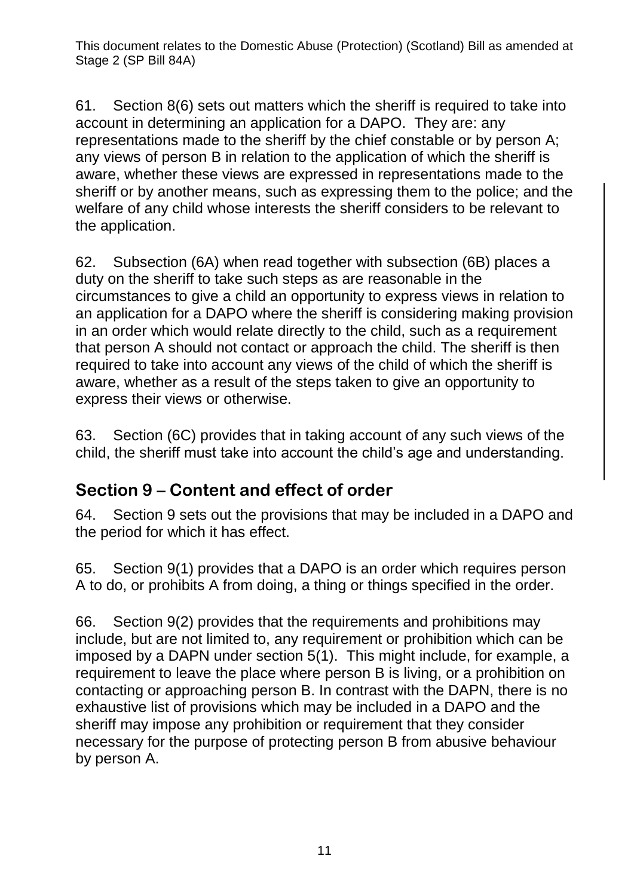61. Section 8(6) sets out matters which the sheriff is required to take into account in determining an application for a DAPO. They are: any representations made to the sheriff by the chief constable or by person A; any views of person B in relation to the application of which the sheriff is aware, whether these views are expressed in representations made to the sheriff or by another means, such as expressing them to the police; and the welfare of any child whose interests the sheriff considers to be relevant to the application.

62. Subsection (6A) when read together with subsection (6B) places a duty on the sheriff to take such steps as are reasonable in the circumstances to give a child an opportunity to express views in relation to an application for a DAPO where the sheriff is considering making provision in an order which would relate directly to the child, such as a requirement that person A should not contact or approach the child. The sheriff is then required to take into account any views of the child of which the sheriff is aware, whether as a result of the steps taken to give an opportunity to express their views or otherwise.

63. Section (6C) provides that in taking account of any such views of the child, the sheriff must take into account the child's age and understanding.

## Section 9 – Content and effect of order

64. Section 9 sets out the provisions that may be included in a DAPO and the period for which it has effect.

65. Section 9(1) provides that a DAPO is an order which requires person A to do, or prohibits A from doing, a thing or things specified in the order.

66. Section 9(2) provides that the requirements and prohibitions may include, but are not limited to, any requirement or prohibition which can be imposed by a DAPN under section 5(1). This might include, for example, a requirement to leave the place where person B is living, or a prohibition on contacting or approaching person B. In contrast with the DAPN, there is no exhaustive list of provisions which may be included in a DAPO and the sheriff may impose any prohibition or requirement that they consider necessary for the purpose of protecting person B from abusive behaviour by person A.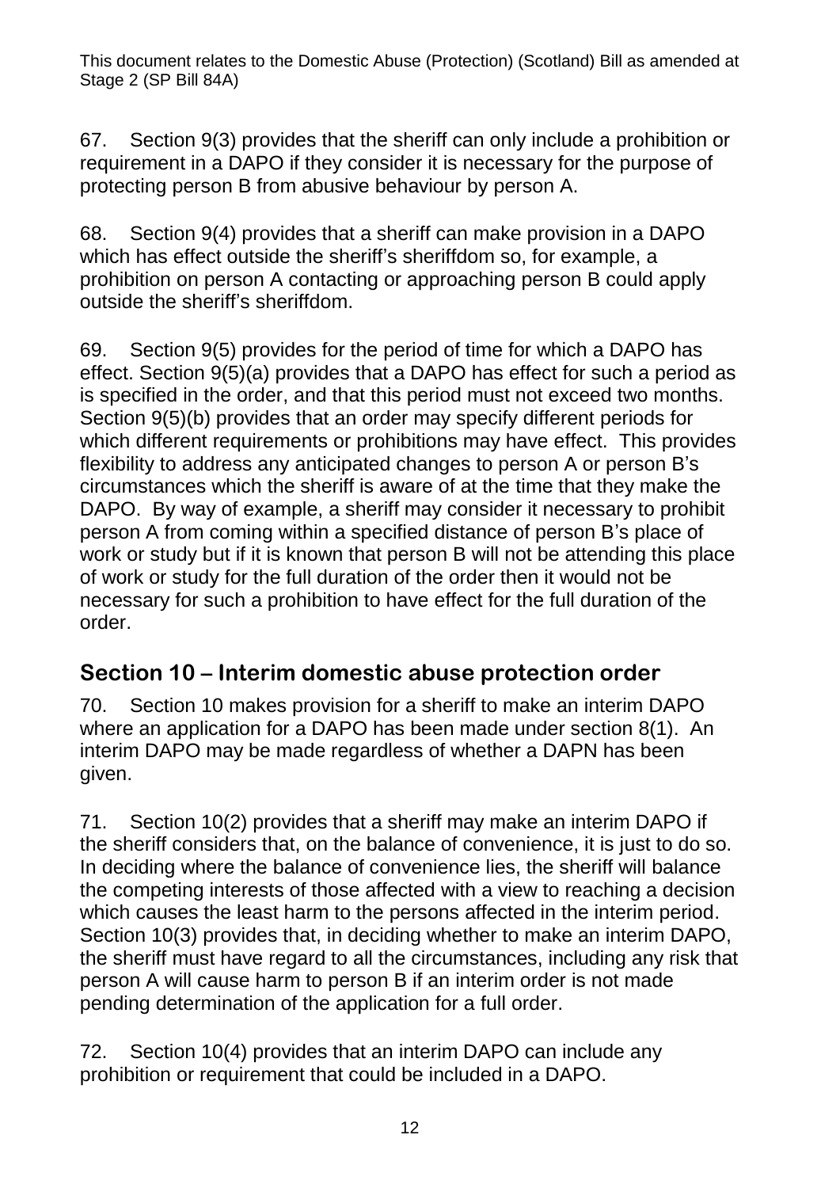67. Section 9(3) provides that the sheriff can only include a prohibition or requirement in a DAPO if they consider it is necessary for the purpose of protecting person B from abusive behaviour by person A.

68. Section 9(4) provides that a sheriff can make provision in a DAPO which has effect outside the sheriff's sheriffdom so, for example, a prohibition on person A contacting or approaching person B could apply outside the sheriff's sheriffdom.

69. Section 9(5) provides for the period of time for which a DAPO has effect. Section 9(5)(a) provides that a DAPO has effect for such a period as is specified in the order, and that this period must not exceed two months. Section 9(5)(b) provides that an order may specify different periods for which different requirements or prohibitions may have effect. This provides flexibility to address any anticipated changes to person A or person B's circumstances which the sheriff is aware of at the time that they make the DAPO. By way of example, a sheriff may consider it necessary to prohibit person A from coming within a specified distance of person B's place of work or study but if it is known that person B will not be attending this place of work or study for the full duration of the order then it would not be necessary for such a prohibition to have effect for the full duration of the order.

## Section 10 – Interim domestic abuse protection order

70. Section 10 makes provision for a sheriff to make an interim DAPO where an application for a DAPO has been made under section 8(1). An interim DAPO may be made regardless of whether a DAPN has been given.

71. Section 10(2) provides that a sheriff may make an interim DAPO if the sheriff considers that, on the balance of convenience, it is just to do so. In deciding where the balance of convenience lies, the sheriff will balance the competing interests of those affected with a view to reaching a decision which causes the least harm to the persons affected in the interim period. Section 10(3) provides that, in deciding whether to make an interim DAPO, the sheriff must have regard to all the circumstances, including any risk that person A will cause harm to person B if an interim order is not made pending determination of the application for a full order.

72. Section 10(4) provides that an interim DAPO can include any prohibition or requirement that could be included in a DAPO.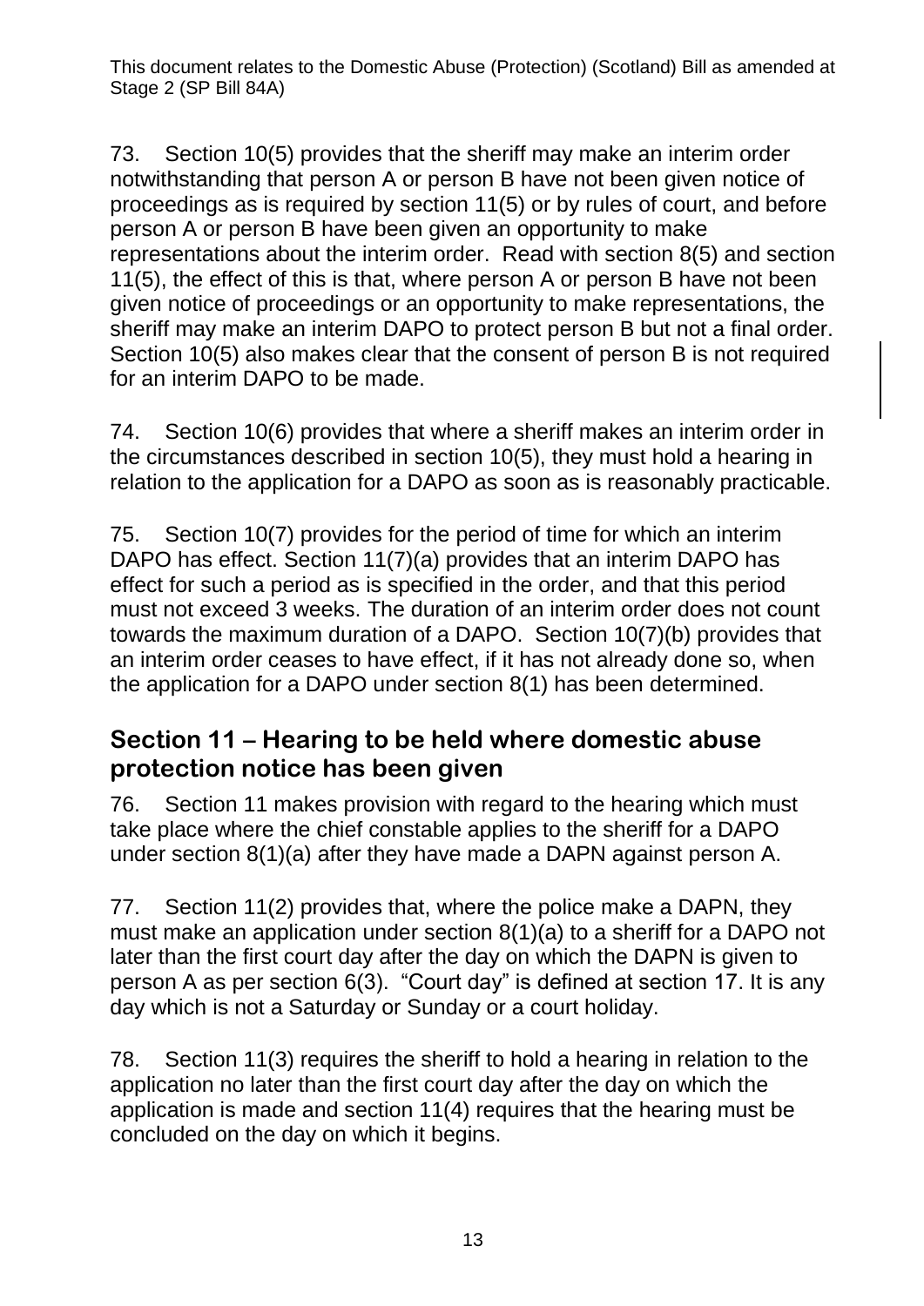73. Section 10(5) provides that the sheriff may make an interim order notwithstanding that person A or person B have not been given notice of proceedings as is required by section 11(5) or by rules of court, and before person A or person B have been given an opportunity to make representations about the interim order. Read with section 8(5) and section 11(5), the effect of this is that, where person A or person B have not been given notice of proceedings or an opportunity to make representations, the sheriff may make an interim DAPO to protect person B but not a final order. Section 10(5) also makes clear that the consent of person B is not required for an interim DAPO to be made.

74. Section 10(6) provides that where a sheriff makes an interim order in the circumstances described in section 10(5), they must hold a hearing in relation to the application for a DAPO as soon as is reasonably practicable.

75. Section 10(7) provides for the period of time for which an interim DAPO has effect. Section 11(7)(a) provides that an interim DAPO has effect for such a period as is specified in the order, and that this period must not exceed 3 weeks. The duration of an interim order does not count towards the maximum duration of a DAPO. Section 10(7)(b) provides that an interim order ceases to have effect, if it has not already done so, when the application for a DAPO under section 8(1) has been determined.

## Section 11 – Hearing to be held where domestic abuse protection notice has been given

76. Section 11 makes provision with regard to the hearing which must take place where the chief constable applies to the sheriff for a DAPO under section 8(1)(a) after they have made a DAPN against person A.

77. Section 11(2) provides that, where the police make a DAPN, they must make an application under section 8(1)(a) to a sheriff for a DAPO not later than the first court day after the day on which the DAPN is given to person A as per section 6(3). "Court day" is defined at section 17. It is any day which is not a Saturday or Sunday or a court holiday.

78. Section 11(3) requires the sheriff to hold a hearing in relation to the application no later than the first court day after the day on which the application is made and section 11(4) requires that the hearing must be concluded on the day on which it begins.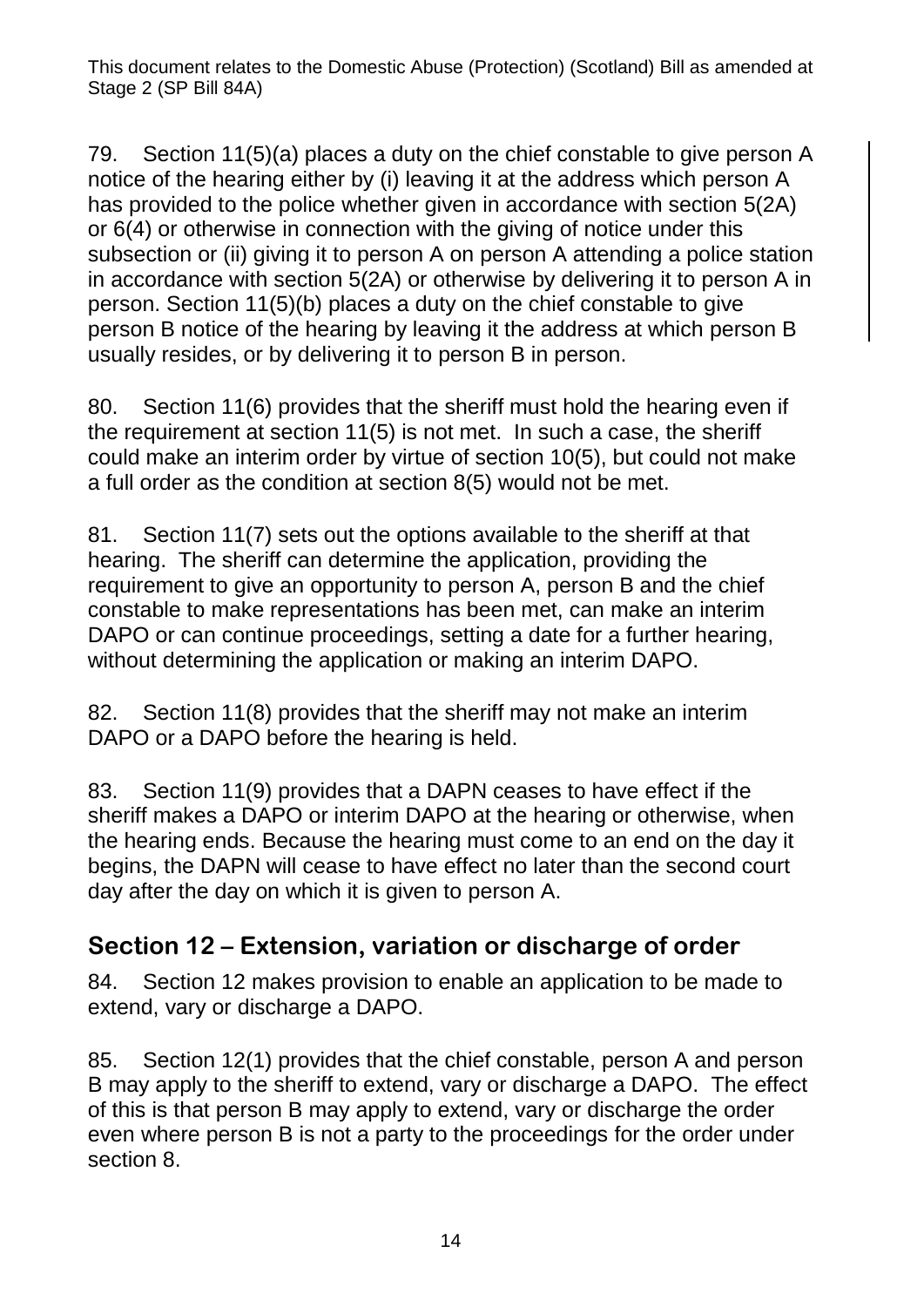79. Section 11(5)(a) places a duty on the chief constable to give person A notice of the hearing either by (i) leaving it at the address which person A has provided to the police whether given in accordance with section 5(2A) or 6(4) or otherwise in connection with the giving of notice under this subsection or (ii) giving it to person A on person A attending a police station in accordance with section 5(2A) or otherwise by delivering it to person A in person. Section 11(5)(b) places a duty on the chief constable to give person B notice of the hearing by leaving it the address at which person B usually resides, or by delivering it to person B in person.

80. Section 11(6) provides that the sheriff must hold the hearing even if the requirement at section 11(5) is not met. In such a case, the sheriff could make an interim order by virtue of section 10(5), but could not make a full order as the condition at section 8(5) would not be met.

81. Section 11(7) sets out the options available to the sheriff at that hearing. The sheriff can determine the application, providing the requirement to give an opportunity to person A, person B and the chief constable to make representations has been met, can make an interim DAPO or can continue proceedings, setting a date for a further hearing, without determining the application or making an interim DAPO.

82. Section 11(8) provides that the sheriff may not make an interim DAPO or a DAPO before the hearing is held.

83. Section 11(9) provides that a DAPN ceases to have effect if the sheriff makes a DAPO or interim DAPO at the hearing or otherwise, when the hearing ends. Because the hearing must come to an end on the day it begins, the DAPN will cease to have effect no later than the second court day after the day on which it is given to person A.

## Section 12 – Extension, variation or discharge of order

84. Section 12 makes provision to enable an application to be made to extend, vary or discharge a DAPO.

85. Section 12(1) provides that the chief constable, person A and person B may apply to the sheriff to extend, vary or discharge a DAPO. The effect of this is that person B may apply to extend, vary or discharge the order even where person B is not a party to the proceedings for the order under section 8.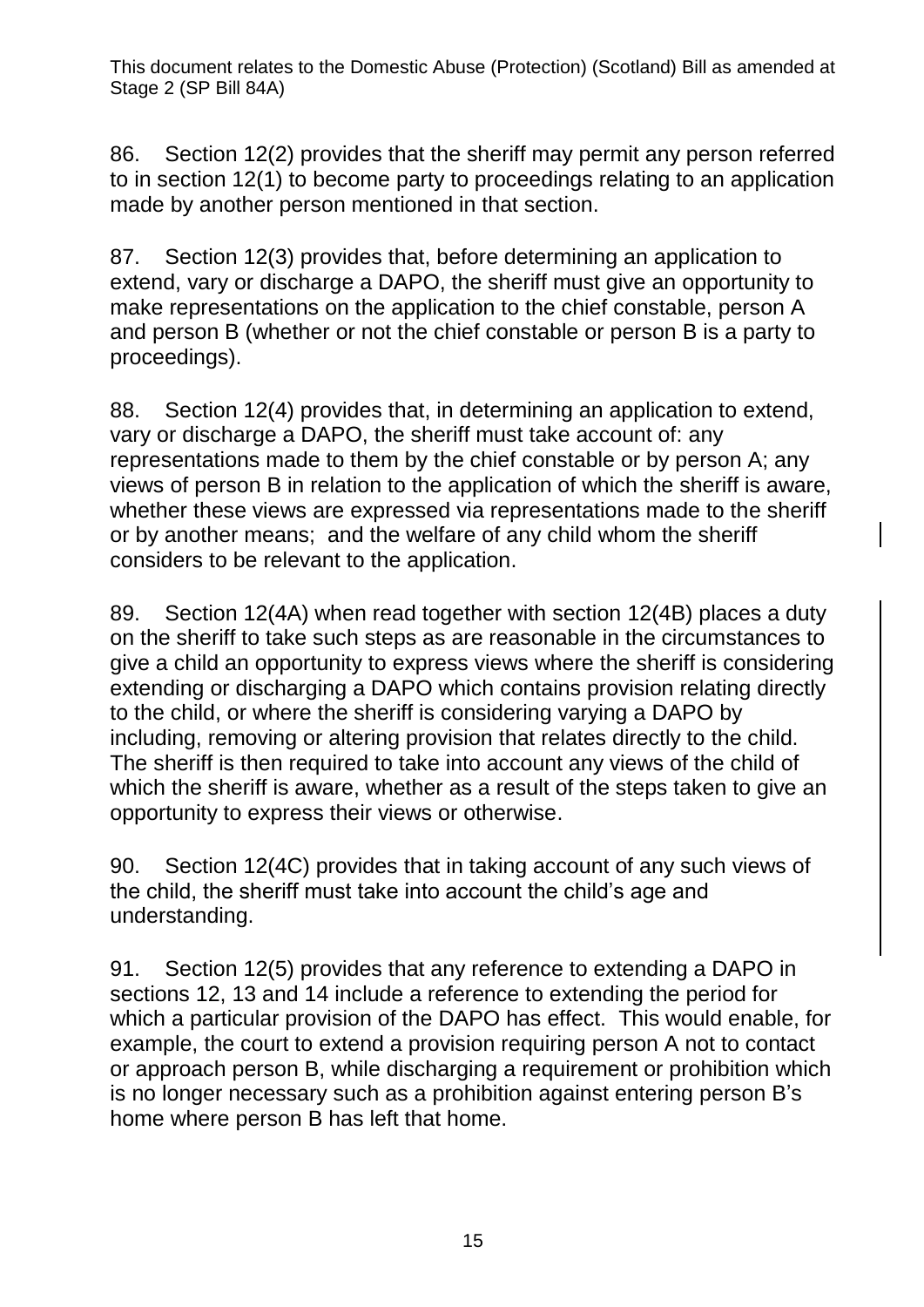86. Section 12(2) provides that the sheriff may permit any person referred to in section 12(1) to become party to proceedings relating to an application made by another person mentioned in that section.

87. Section 12(3) provides that, before determining an application to extend, vary or discharge a DAPO, the sheriff must give an opportunity to make representations on the application to the chief constable, person A and person B (whether or not the chief constable or person B is a party to proceedings).

88. Section 12(4) provides that, in determining an application to extend, vary or discharge a DAPO, the sheriff must take account of: any representations made to them by the chief constable or by person A; any views of person B in relation to the application of which the sheriff is aware, whether these views are expressed via representations made to the sheriff or by another means; and the welfare of any child whom the sheriff considers to be relevant to the application.

89. Section 12(4A) when read together with section 12(4B) places a duty on the sheriff to take such steps as are reasonable in the circumstances to give a child an opportunity to express views where the sheriff is considering extending or discharging a DAPO which contains provision relating directly to the child, or where the sheriff is considering varying a DAPO by including, removing or altering provision that relates directly to the child. The sheriff is then required to take into account any views of the child of which the sheriff is aware, whether as a result of the steps taken to give an opportunity to express their views or otherwise.

90. Section 12(4C) provides that in taking account of any such views of the child, the sheriff must take into account the child's age and understanding.

91. Section 12(5) provides that any reference to extending a DAPO in sections 12, 13 and 14 include a reference to extending the period for which a particular provision of the DAPO has effect. This would enable, for example, the court to extend a provision requiring person A not to contact or approach person B, while discharging a requirement or prohibition which is no longer necessary such as a prohibition against entering person B's home where person B has left that home.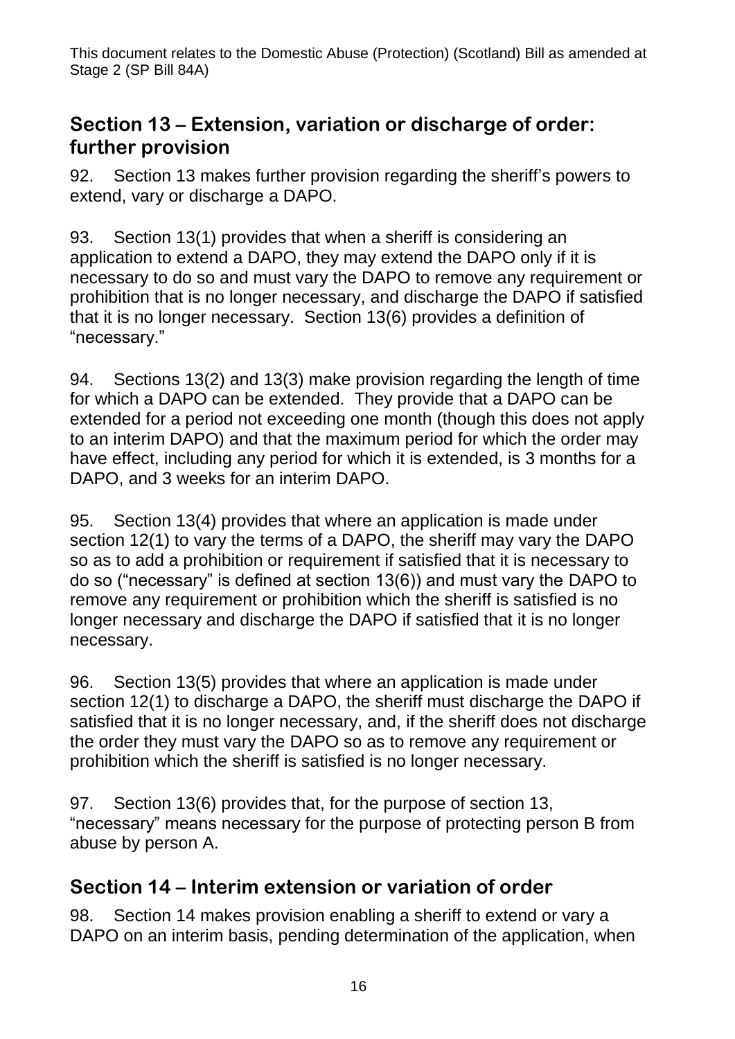## Section 13 – Extension, variation or discharge of order: further provision

92. Section 13 makes further provision regarding the sheriff's powers to extend, vary or discharge a DAPO.

93. Section 13(1) provides that when a sheriff is considering an application to extend a DAPO, they may extend the DAPO only if it is necessary to do so and must vary the DAPO to remove any requirement or prohibition that is no longer necessary, and discharge the DAPO if satisfied that it is no longer necessary. Section 13(6) provides a definition of "necessary."

94. Sections 13(2) and 13(3) make provision regarding the length of time for which a DAPO can be extended. They provide that a DAPO can be extended for a period not exceeding one month (though this does not apply to an interim DAPO) and that the maximum period for which the order may have effect, including any period for which it is extended, is 3 months for a DAPO, and 3 weeks for an interim DAPO.

95. Section 13(4) provides that where an application is made under section 12(1) to vary the terms of a DAPO, the sheriff may vary the DAPO so as to add a prohibition or requirement if satisfied that it is necessary to do so ("necessary" is defined at section 13(6)) and must vary the DAPO to remove any requirement or prohibition which the sheriff is satisfied is no longer necessary and discharge the DAPO if satisfied that it is no longer necessary.

96. Section 13(5) provides that where an application is made under section 12(1) to discharge a DAPO, the sheriff must discharge the DAPO if satisfied that it is no longer necessary, and, if the sheriff does not discharge the order they must vary the DAPO so as to remove any requirement or prohibition which the sheriff is satisfied is no longer necessary.

97. Section 13(6) provides that, for the purpose of section 13, "necessary" means necessary for the purpose of protecting person B from abuse by person A.

## Section 14 – Interim extension or variation of order

98. Section 14 makes provision enabling a sheriff to extend or vary a DAPO on an interim basis, pending determination of the application, when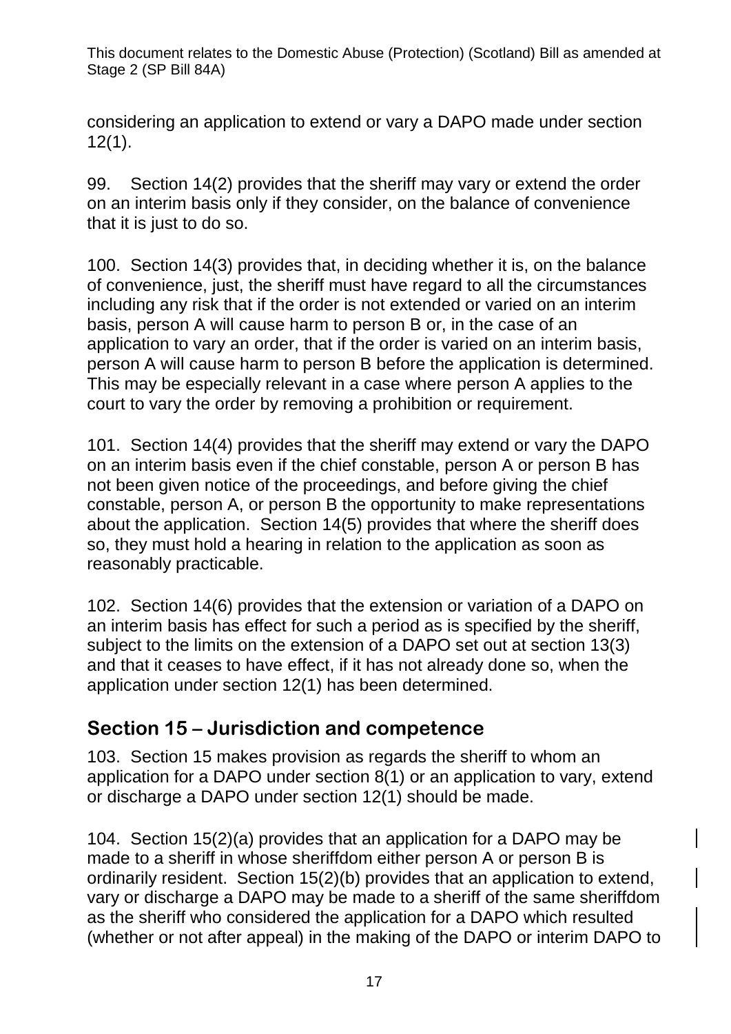considering an application to extend or vary a DAPO made under section 12(1).

99. Section 14(2) provides that the sheriff may vary or extend the order on an interim basis only if they consider, on the balance of convenience that it is just to do so.

100. Section 14(3) provides that, in deciding whether it is, on the balance of convenience, just, the sheriff must have regard to all the circumstances including any risk that if the order is not extended or varied on an interim basis, person A will cause harm to person B or, in the case of an application to vary an order, that if the order is varied on an interim basis, person A will cause harm to person B before the application is determined. This may be especially relevant in a case where person A applies to the court to vary the order by removing a prohibition or requirement.

101. Section 14(4) provides that the sheriff may extend or vary the DAPO on an interim basis even if the chief constable, person A or person B has not been given notice of the proceedings, and before giving the chief constable, person A, or person B the opportunity to make representations about the application. Section 14(5) provides that where the sheriff does so, they must hold a hearing in relation to the application as soon as reasonably practicable.

102. Section 14(6) provides that the extension or variation of a DAPO on an interim basis has effect for such a period as is specified by the sheriff, subject to the limits on the extension of a DAPO set out at section 13(3) and that it ceases to have effect, if it has not already done so, when the application under section 12(1) has been determined.

## Section 15 – Jurisdiction and competence

103. Section 15 makes provision as regards the sheriff to whom an application for a DAPO under section 8(1) or an application to vary, extend or discharge a DAPO under section 12(1) should be made.

104. Section 15(2)(a) provides that an application for a DAPO may be made to a sheriff in whose sheriffdom either person A or person B is ordinarily resident. Section 15(2)(b) provides that an application to extend, vary or discharge a DAPO may be made to a sheriff of the same sheriffdom as the sheriff who considered the application for a DAPO which resulted (whether or not after appeal) in the making of the DAPO or interim DAPO to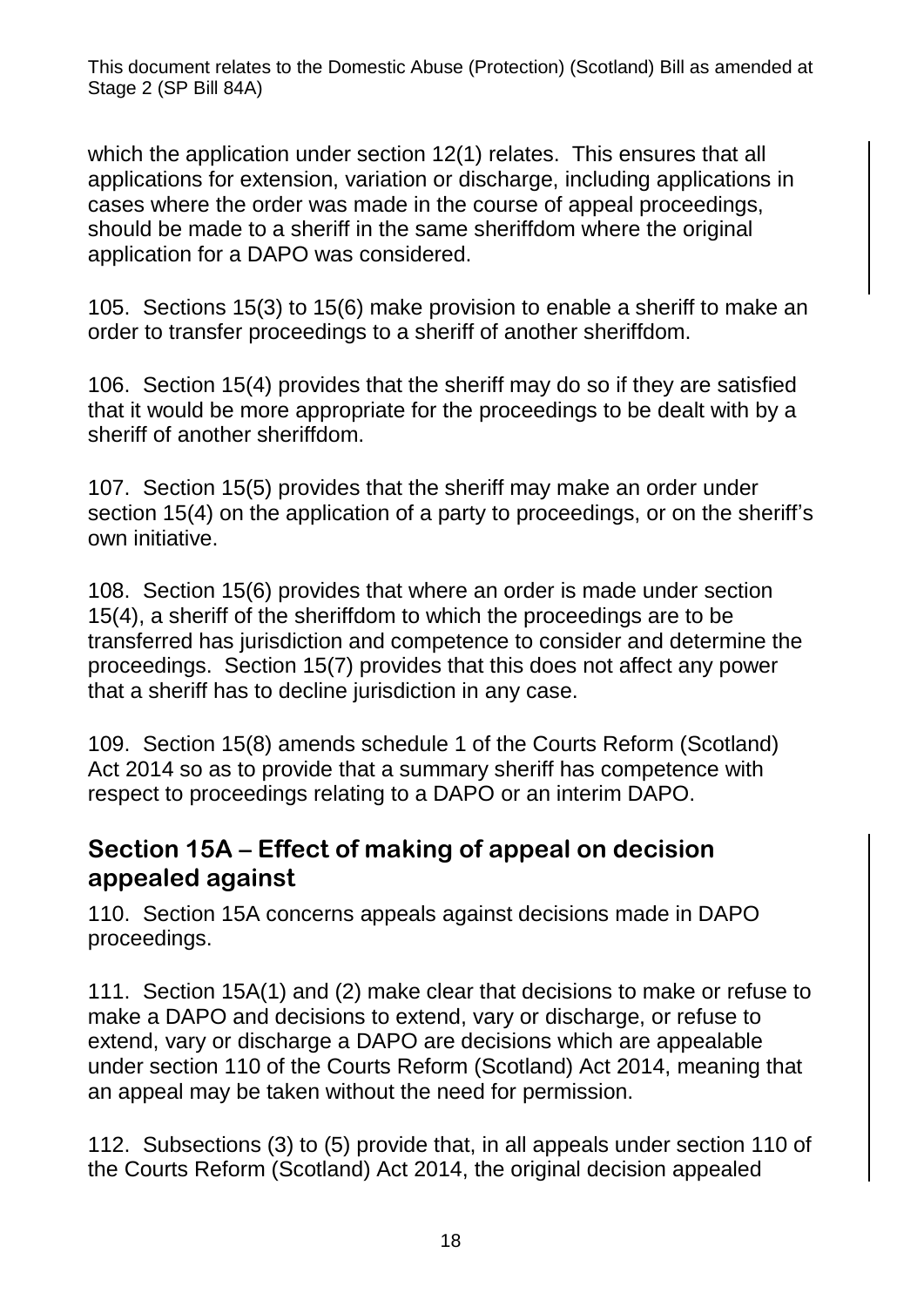which the application under section 12(1) relates. This ensures that all applications for extension, variation or discharge, including applications in cases where the order was made in the course of appeal proceedings, should be made to a sheriff in the same sheriffdom where the original application for a DAPO was considered.

105. Sections 15(3) to 15(6) make provision to enable a sheriff to make an order to transfer proceedings to a sheriff of another sheriffdom.

106. Section 15(4) provides that the sheriff may do so if they are satisfied that it would be more appropriate for the proceedings to be dealt with by a sheriff of another sheriffdom.

107. Section 15(5) provides that the sheriff may make an order under section 15(4) on the application of a party to proceedings, or on the sheriff's own initiative.

108. Section 15(6) provides that where an order is made under section 15(4), a sheriff of the sheriffdom to which the proceedings are to be transferred has jurisdiction and competence to consider and determine the proceedings. Section 15(7) provides that this does not affect any power that a sheriff has to decline jurisdiction in any case.

109. Section 15(8) amends schedule 1 of the Courts Reform (Scotland) Act 2014 so as to provide that a summary sheriff has competence with respect to proceedings relating to a DAPO or an interim DAPO.

## Section 15A – Effect of making of appeal on decision appealed against

110. Section 15A concerns appeals against decisions made in DAPO proceedings.

111. Section 15A(1) and (2) make clear that decisions to make or refuse to make a DAPO and decisions to extend, vary or discharge, or refuse to extend, vary or discharge a DAPO are decisions which are appealable under section 110 of the Courts Reform (Scotland) Act 2014, meaning that an appeal may be taken without the need for permission.

112. Subsections (3) to (5) provide that, in all appeals under section 110 of the Courts Reform (Scotland) Act 2014, the original decision appealed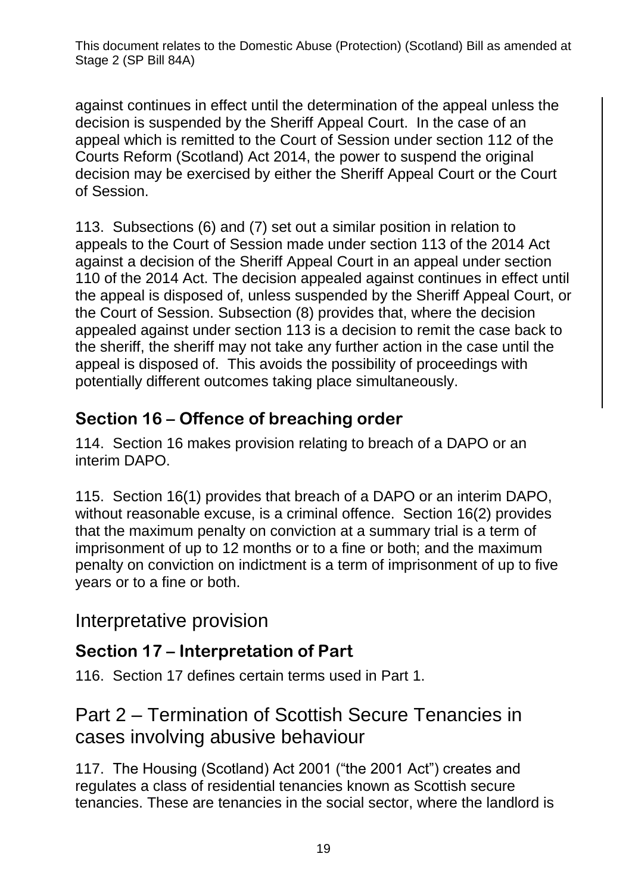against continues in effect until the determination of the appeal unless the decision is suspended by the Sheriff Appeal Court. In the case of an appeal which is remitted to the Court of Session under section 112 of the Courts Reform (Scotland) Act 2014, the power to suspend the original decision may be exercised by either the Sheriff Appeal Court or the Court of Session.

113. Subsections (6) and (7) set out a similar position in relation to appeals to the Court of Session made under section 113 of the 2014 Act against a decision of the Sheriff Appeal Court in an appeal under section 110 of the 2014 Act. The decision appealed against continues in effect until the appeal is disposed of, unless suspended by the Sheriff Appeal Court, or the Court of Session. Subsection (8) provides that, where the decision appealed against under section 113 is a decision to remit the case back to the sheriff, the sheriff may not take any further action in the case until the appeal is disposed of. This avoids the possibility of proceedings with potentially different outcomes taking place simultaneously.

### Section 16 – Offence of breaching order

114. Section 16 makes provision relating to breach of a DAPO or an interim DAPO.

115. Section 16(1) provides that breach of a DAPO or an interim DAPO, without reasonable excuse, is a criminal offence. Section 16(2) provides that the maximum penalty on conviction at a summary trial is a term of imprisonment of up to 12 months or to a fine or both; and the maximum penalty on conviction on indictment is a term of imprisonment of up to five years or to a fine or both.

## Interpretative provision

### Section 17 – Interpretation of Part

116. Section 17 defines certain terms used in Part 1.

## Part 2 – Termination of Scottish Secure Tenancies in cases involving abusive behaviour

117. The Housing (Scotland) Act 2001 ("the 2001 Act") creates and regulates a class of residential tenancies known as Scottish secure tenancies. These are tenancies in the social sector, where the landlord is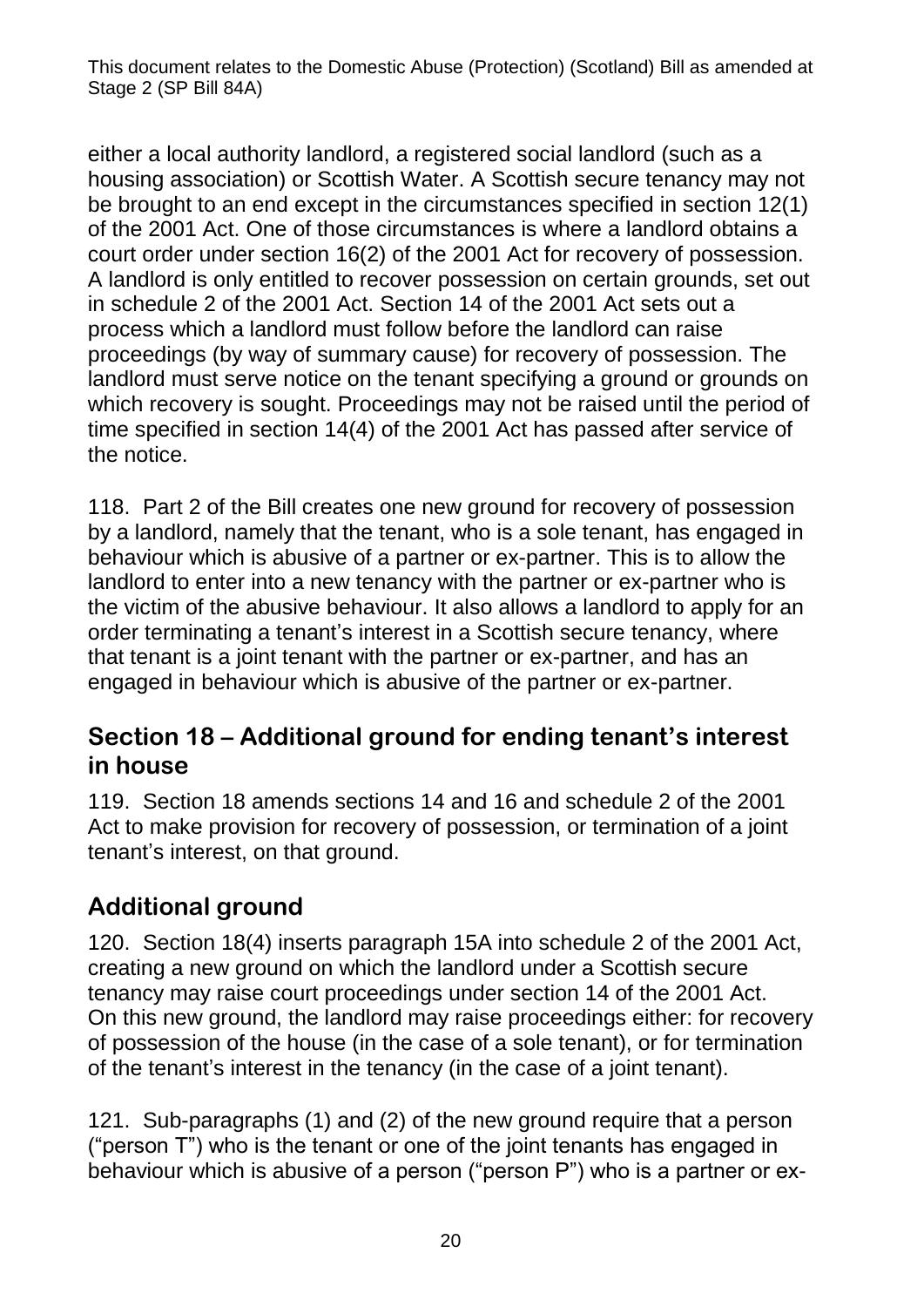either a local authority landlord, a registered social landlord (such as a housing association) or Scottish Water. A Scottish secure tenancy may not be brought to an end except in the circumstances specified in section 12(1) of the 2001 Act. One of those circumstances is where a landlord obtains a court order under section 16(2) of the 2001 Act for recovery of possession. A landlord is only entitled to recover possession on certain grounds, set out in schedule 2 of the 2001 Act. Section 14 of the 2001 Act sets out a process which a landlord must follow before the landlord can raise proceedings (by way of summary cause) for recovery of possession. The landlord must serve notice on the tenant specifying a ground or grounds on which recovery is sought. Proceedings may not be raised until the period of time specified in section 14(4) of the 2001 Act has passed after service of the notice.

118. Part 2 of the Bill creates one new ground for recovery of possession by a landlord, namely that the tenant, who is a sole tenant, has engaged in behaviour which is abusive of a partner or ex-partner. This is to allow the landlord to enter into a new tenancy with the partner or ex-partner who is the victim of the abusive behaviour. It also allows a landlord to apply for an order terminating a tenant's interest in a Scottish secure tenancy, where that tenant is a joint tenant with the partner or ex-partner, and has an engaged in behaviour which is abusive of the partner or ex-partner.

## Section 18 – Additional ground for ending tenant's interest in house

119. Section 18 amends sections 14 and 16 and schedule 2 of the 2001 Act to make provision for recovery of possession, or termination of a joint tenant's interest, on that ground.

## Additional ground

120. Section 18(4) inserts paragraph 15A into schedule 2 of the 2001 Act, creating a new ground on which the landlord under a Scottish secure tenancy may raise court proceedings under section 14 of the 2001 Act. On this new ground, the landlord may raise proceedings either: for recovery of possession of the house (in the case of a sole tenant), or for termination of the tenant's interest in the tenancy (in the case of a joint tenant).

121. Sub-paragraphs (1) and (2) of the new ground require that a person ("person T") who is the tenant or one of the joint tenants has engaged in behaviour which is abusive of a person ("person P") who is a partner or ex-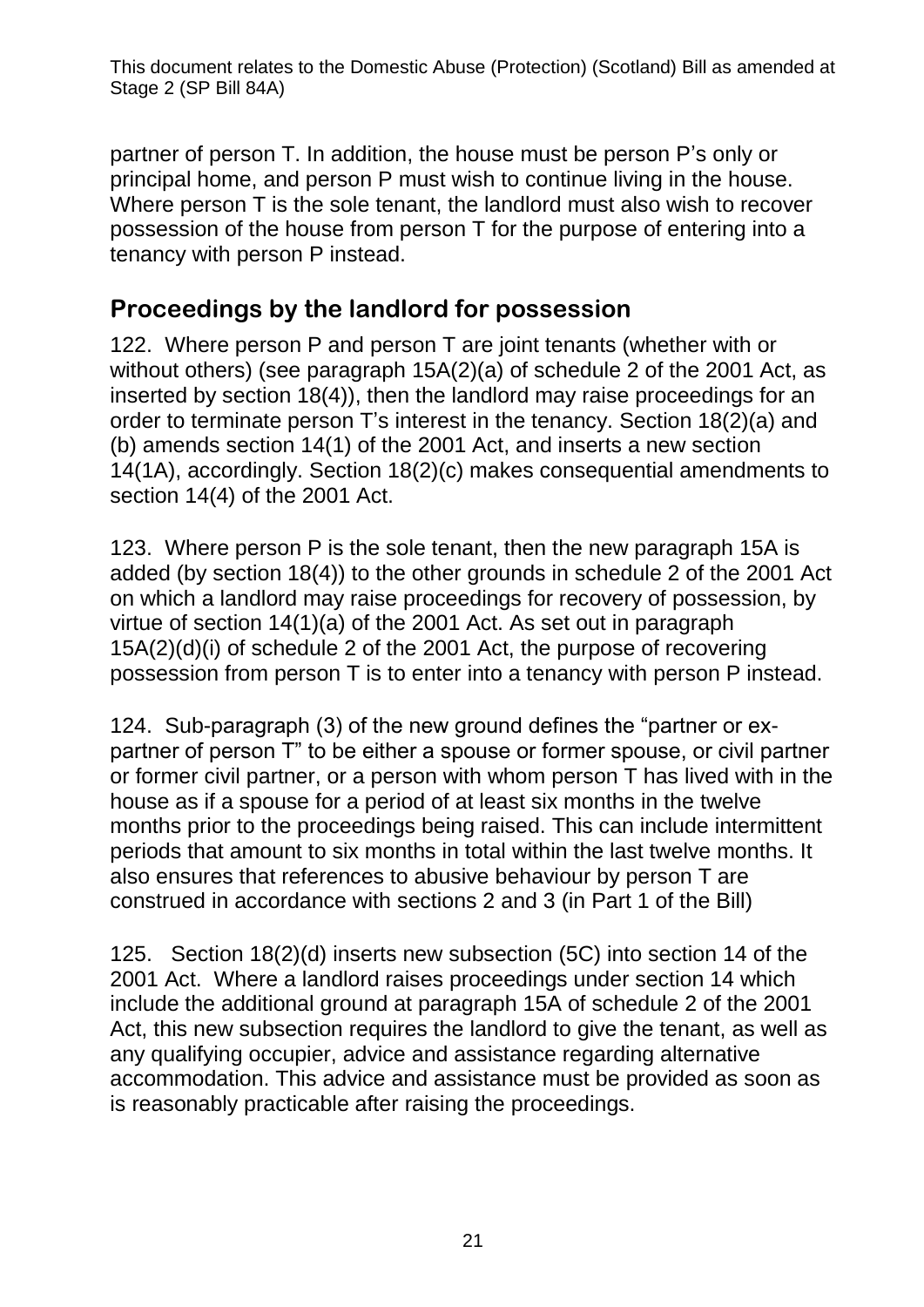partner of person T. In addition, the house must be person P's only or principal home, and person P must wish to continue living in the house. Where person T is the sole tenant, the landlord must also wish to recover possession of the house from person T for the purpose of entering into a tenancy with person P instead.

## Proceedings by the landlord for possession

122. Where person P and person T are joint tenants (whether with or without others) (see paragraph 15A(2)(a) of schedule 2 of the 2001 Act, as inserted by section 18(4)), then the landlord may raise proceedings for an order to terminate person T's interest in the tenancy. Section 18(2)(a) and (b) amends section 14(1) of the 2001 Act, and inserts a new section 14(1A), accordingly. Section 18(2)(c) makes consequential amendments to section 14(4) of the 2001 Act.

123. Where person P is the sole tenant, then the new paragraph 15A is added (by section 18(4)) to the other grounds in schedule 2 of the 2001 Act on which a landlord may raise proceedings for recovery of possession, by virtue of section 14(1)(a) of the 2001 Act. As set out in paragraph 15A(2)(d)(i) of schedule 2 of the 2001 Act, the purpose of recovering possession from person T is to enter into a tenancy with person P instead.

124. Sub-paragraph (3) of the new ground defines the "partner or ex-partner of person T" to be either a spouse or former spouse, or civil partner or former civil partner, or a person with whom person T has lived with in the house as if a spouse for a period of at least six months in the twelve months prior to the proceedings being raised. This can include intermittent periods that amount to six months in total within the last twelve months. It also ensures that references to abusive behaviour by person T are construed in accordance with sections 2 and 3 (in Part 1 of the Bill)

125. Section 18(2)(d) inserts new subsection (5C) into section 14 of the 2001 Act. Where a landlord raises proceedings under section 14 which include the additional ground at paragraph 15A of schedule 2 of the 2001 Act, this new subsection requires the landlord to give the tenant, as well as any qualifying occupier, advice and assistance regarding alternative accommodation. This advice and assistance must be provided as soon as is reasonably practicable after raising the proceedings.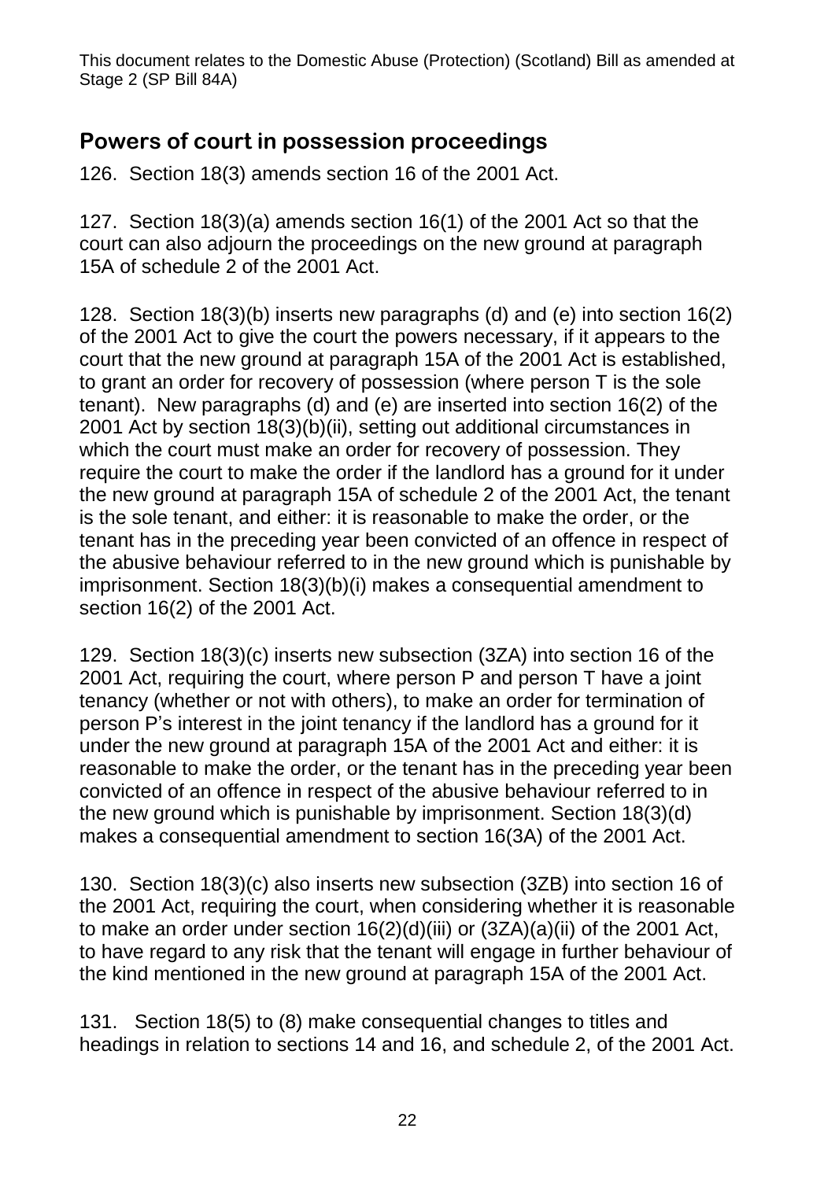## Powers of court in possession proceedings

126. Section 18(3) amends section 16 of the 2001 Act.

127. Section 18(3)(a) amends section 16(1) of the 2001 Act so that the court can also adjourn the proceedings on the new ground at paragraph 15A of schedule 2 of the 2001 Act.

128. Section 18(3)(b) inserts new paragraphs (d) and (e) into section 16(2) of the 2001 Act to give the court the powers necessary, if it appears to the court that the new ground at paragraph 15A of the 2001 Act is established, to grant an order for recovery of possession (where person T is the sole tenant). New paragraphs (d) and (e) are inserted into section 16(2) of the 2001 Act by section 18(3)(b)(ii), setting out additional circumstances in which the court must make an order for recovery of possession. They require the court to make the order if the landlord has a ground for it under the new ground at paragraph 15A of schedule 2 of the 2001 Act, the tenant is the sole tenant, and either: it is reasonable to make the order, or the tenant has in the preceding year been convicted of an offence in respect of the abusive behaviour referred to in the new ground which is punishable by imprisonment. Section 18(3)(b)(i) makes a consequential amendment to section 16(2) of the 2001 Act.

129. Section 18(3)(c) inserts new subsection (3ZA) into section 16 of the 2001 Act, requiring the court, where person P and person T have a joint tenancy (whether or not with others), to make an order for termination of person P's interest in the joint tenancy if the landlord has a ground for it under the new ground at paragraph 15A of the 2001 Act and either: it is reasonable to make the order, or the tenant has in the preceding year been convicted of an offence in respect of the abusive behaviour referred to in the new ground which is punishable by imprisonment. Section 18(3)(d) makes a consequential amendment to section 16(3A) of the 2001 Act.

130. Section 18(3)(c) also inserts new subsection (3ZB) into section 16 of the 2001 Act, requiring the court, when considering whether it is reasonable to make an order under section 16(2)(d)(iii) or (3ZA)(a)(ii) of the 2001 Act, to have regard to any risk that the tenant will engage in further behaviour of the kind mentioned in the new ground at paragraph 15A of the 2001 Act.

131. Section 18(5) to (8) make consequential changes to titles and headings in relation to sections 14 and 16, and schedule 2, of the 2001 Act.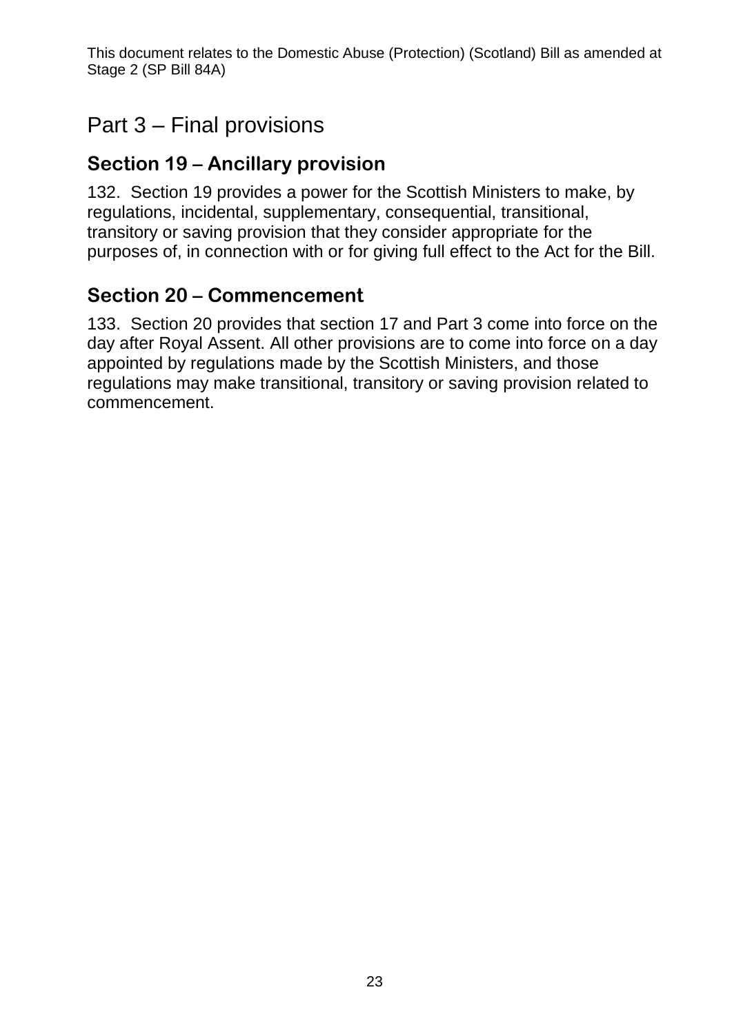# Part 3 – Final provisions

## Section 19 – Ancillary provision

132. Section 19 provides a power for the Scottish Ministers to make, by regulations, incidental, supplementary, consequential, transitional, transitory or saving provision that they consider appropriate for the purposes of, in connection with or for giving full effect to the Act for the Bill.

## Section 20 – Commencement

133. Section 20 provides that section 17 and Part 3 come into force on the day after Royal Assent. All other provisions are to come into force on a day appointed by regulations made by the Scottish Ministers, and those regulations may make transitional, transitory or saving provision related to commencement.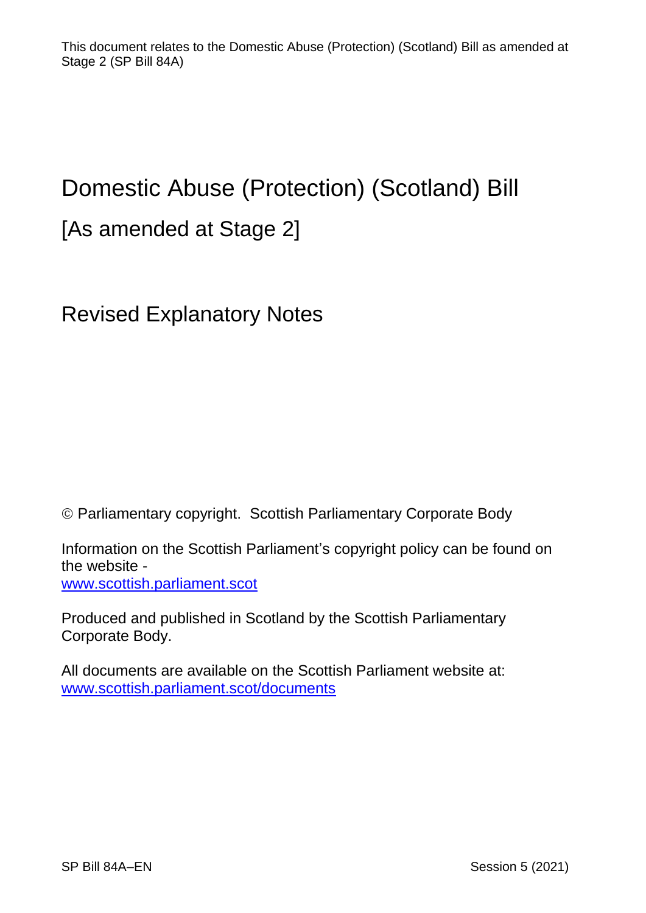This document relates to the Domestic Abuse (Protection) (Scotland) Bill as amended at Stage 2 (SP Bill 84A)

# Domestic Abuse (Protection) (Scotland) Bill

## [As amended at Stage 2]

## Revised Explanatory Notes

© Parliamentary copyright. Scottish Parliamentary Corporate Body

Information on the Scottish Parliament's copyright policy can be found on the website -
[www.scottish.parliament.scot](http://www.scottish.parliament.scot)

Produced and published in Scotland by the Scottish Parliamentary Corporate Body.

All documents are available on the Scottish Parliament website at:
[www.scottish.parliament.scot/documents](http://www.scottish.parliament.scot/documents)

SP Bill 84A–EN

Session 5 (2021)